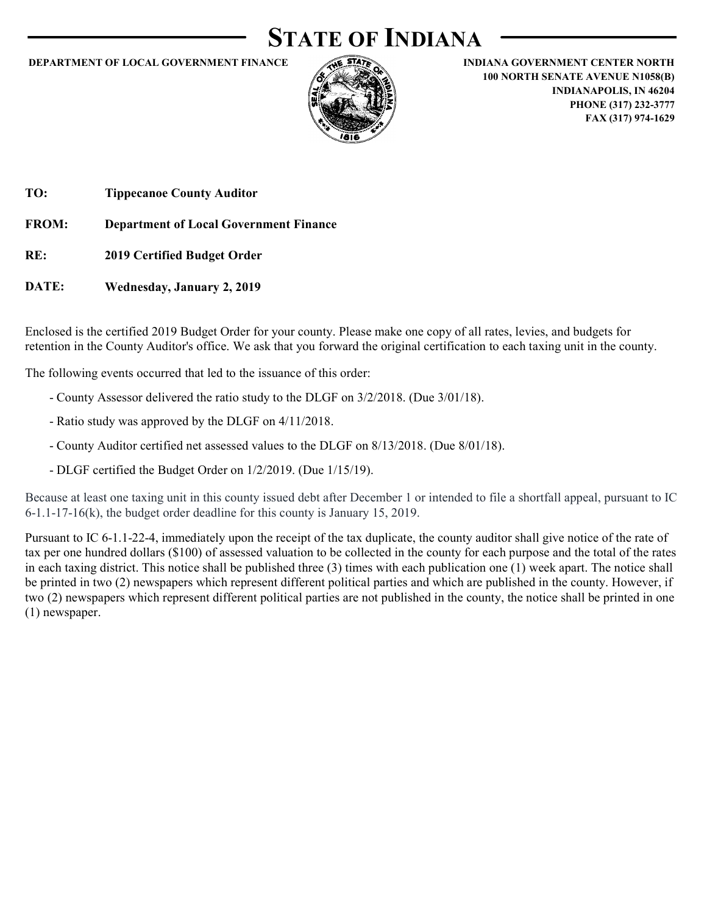# STATE OF INDIANA

**DEPARTMENT OF LOCAL GOVERNMENT FINANCE**

**INDIANA GOVERNMENT CENTER NORTH**
**100 NORTH SENATE AVENUE N1058(B)**
**INDIANAPOLIS, IN 46204**
**PHONE (317) 232-3777**
**FAX (317) 974-1629**

**TO:** **Tippecanoe County Auditor**

**FROM:** **Department of Local Government Finance**

**RE:** **2019 Certified Budget Order**

**DATE:** **Wednesday, January 2, 2019**

Enclosed is the certified 2019 Budget Order for your county. Please make one copy of all rates, levies, and budgets for retention in the County Auditor's office. We ask that you forward the original certification to each taxing unit in the county.

The following events occurred that led to the issuance of this order:

- County Assessor delivered the ratio study to the DLGF on 3/2/2018. (Due 3/01/18).
- Ratio study was approved by the DLGF on 4/11/2018.
- County Auditor certified net assessed values to the DLGF on 8/13/2018. (Due 8/01/18).
- DLGF certified the Budget Order on 1/2/2019. (Due 1/15/19).

Because at least one taxing unit in this county issued debt after December 1 or intended to file a shortfall appeal, pursuant to IC 6-1.1-17-16(k), the budget order deadline for this county is January 15, 2019.

Pursuant to IC 6-1.1-22-4, immediately upon the receipt of the tax duplicate, the county auditor shall give notice of the rate of tax per one hundred dollars ($100) of assessed valuation to be collected in the county for each purpose and the total of the rates in each taxing district. This notice shall be published three (3) times with each publication one (1) week apart. The notice shall be printed in two (2) newspapers which represent different political parties and which are published in the county. However, if two (2) newspapers which represent different political parties are not published in the county, the notice shall be printed in one (1) newspaper.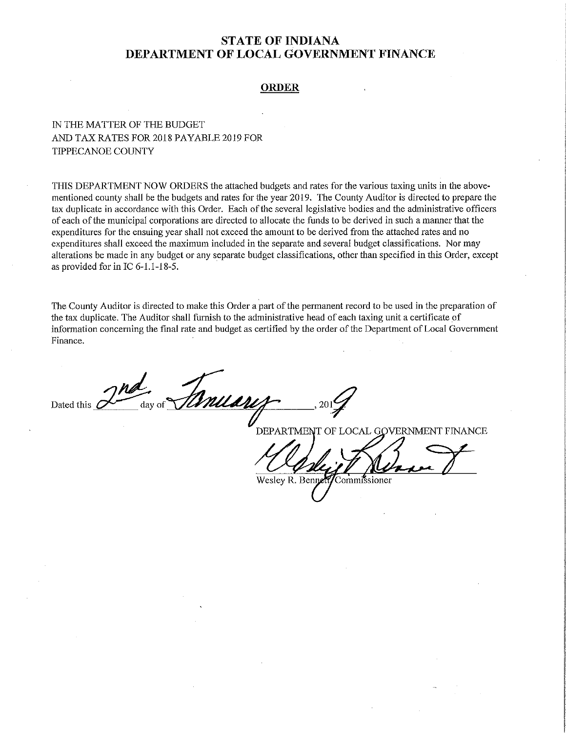# STATE OF INDIANA
# DEPARTMENT OF LOCAL GOVERNMENT FINANCE

## ORDER

IN THE MATTER OF THE BUDGET
AND TAX RATES FOR 2018 PAYABLE 2019 FOR
TIPPECANOE COUNTY

THIS DEPARTMENT NOW ORDERS the attached budgets and rates for the various taxing units in the above-mentioned county shall be the budgets and rates for the year 2019. The County Auditor is directed to prepare the tax duplicate in accordance with this Order. Each of the several legislative bodies and the administrative officers of each of the municipal corporations are directed to allocate the funds to be derived in such a manner that the expenditures for the ensuing year shall not exceed the amount to be derived from the attached rates and no expenditures shall exceed the maximum included in the separate and several budget classifications. Nor may alterations be made in any budget or any separate budget classifications, other than specified in this Order, except as provided for in IC 6-1.1-18-5.

The County Auditor is directed to make this Order a part of the permanent record to be used in the preparation of the tax duplicate. The Auditor shall furnish to the administrative head of each taxing unit a certificate of information concerning the final rate and budget as certified by the order of the Department of Local Government Finance.

Dated this 2nd day of January, 2019

DEPARTMENT OF LOCAL GOVERNMENT FINANCE

Wesley R. Bennett, Commissioner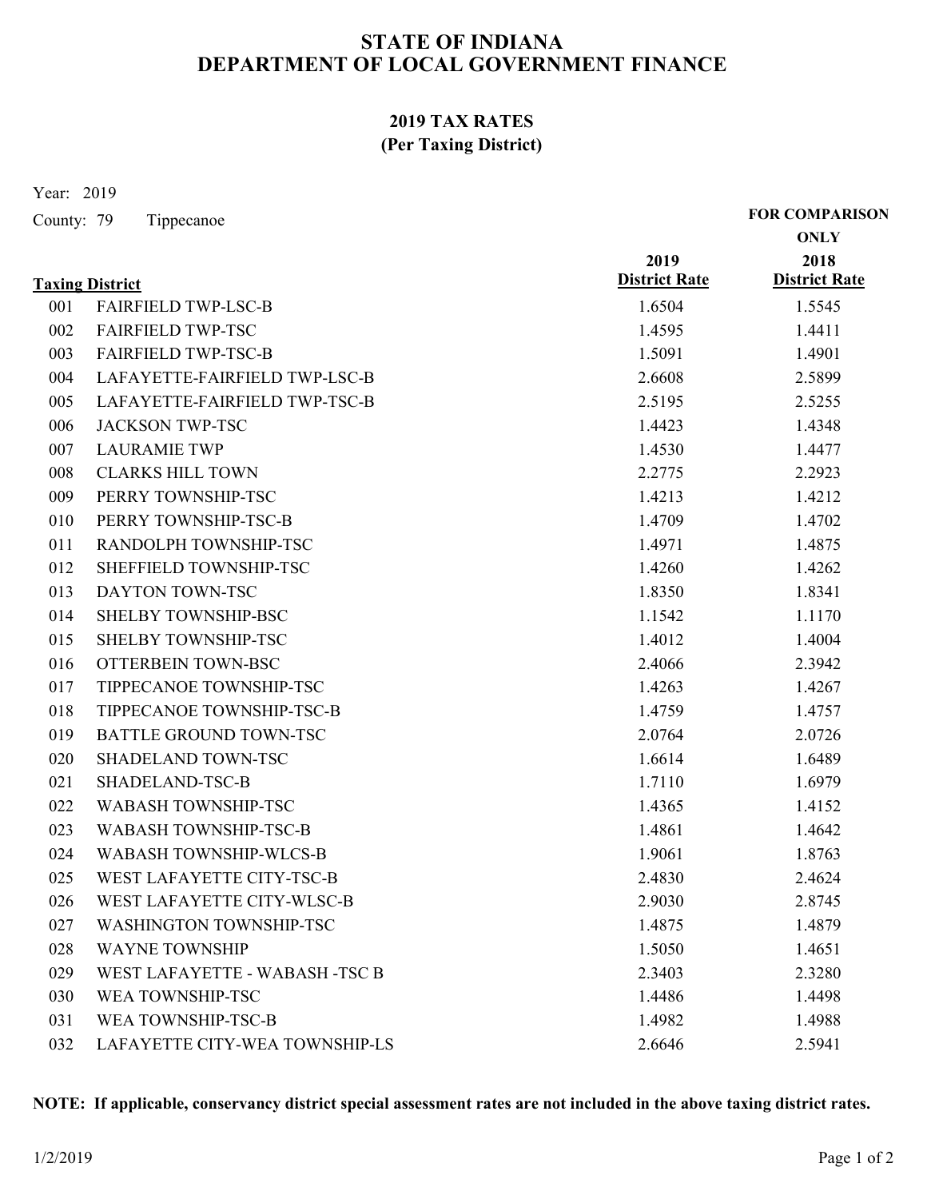# STATE OF INDIANA
# DEPARTMENT OF LOCAL GOVERNMENT FINANCE

## 2019 TAX RATES
## (Per Taxing District)

Year: 2019

County: 79 Tippecanoe

| Taxing District | | 2019 District Rate | FOR COMPARISON ONLY 2018 District Rate |
|---|---|---|---|
| 001 | FAIRFIELD TWP-LSC-B | 1.6504 | 1.5545 |
| 002 | FAIRFIELD TWP-TSC | 1.4595 | 1.4411 |
| 003 | FAIRFIELD TWP-TSC-B | 1.5091 | 1.4901 |
| 004 | LAFAYETTE-FAIRFIELD TWP-LSC-B | 2.6608 | 2.5899 |
| 005 | LAFAYETTE-FAIRFIELD TWP-TSC-B | 2.5195 | 2.5255 |
| 006 | JACKSON TWP-TSC | 1.4423 | 1.4348 |
| 007 | LAURAMIE TWP | 1.4530 | 1.4477 |
| 008 | CLARKS HILL TOWN | 2.2775 | 2.2923 |
| 009 | PERRY TOWNSHIP-TSC | 1.4213 | 1.4212 |
| 010 | PERRY TOWNSHIP-TSC-B | 1.4709 | 1.4702 |
| 011 | RANDOLPH TOWNSHIP-TSC | 1.4971 | 1.4875 |
| 012 | SHEFFIELD TOWNSHIP-TSC | 1.4260 | 1.4262 |
| 013 | DAYTON TOWN-TSC | 1.8350 | 1.8341 |
| 014 | SHELBY TOWNSHIP-BSC | 1.1542 | 1.1170 |
| 015 | SHELBY TOWNSHIP-TSC | 1.4012 | 1.4004 |
| 016 | OTTERBEIN TOWN-BSC | 2.4066 | 2.3942 |
| 017 | TIPPECANOE TOWNSHIP-TSC | 1.4263 | 1.4267 |
| 018 | TIPPECANOE TOWNSHIP-TSC-B | 1.4759 | 1.4757 |
| 019 | BATTLE GROUND TOWN-TSC | 2.0764 | 2.0726 |
| 020 | SHADELAND TOWN-TSC | 1.6614 | 1.6489 |
| 021 | SHADELAND-TSC-B | 1.7110 | 1.6979 |
| 022 | WABASH TOWNSHIP-TSC | 1.4365 | 1.4152 |
| 023 | WABASH TOWNSHIP-TSC-B | 1.4861 | 1.4642 |
| 024 | WABASH TOWNSHIP-WLCS-B | 1.9061 | 1.8763 |
| 025 | WEST LAFAYETTE CITY-TSC-B | 2.4830 | 2.4624 |
| 026 | WEST LAFAYETTE CITY-WLSC-B | 2.9030 | 2.8745 |
| 027 | WASHINGTON TOWNSHIP-TSC | 1.4875 | 1.4879 |
| 028 | WAYNE TOWNSHIP | 1.5050 | 1.4651 |
| 029 | WEST LAFAYETTE - WABASH -TSC B | 2.3403 | 2.3280 |
| 030 | WEA TOWNSHIP-TSC | 1.4486 | 1.4498 |
| 031 | WEA TOWNSHIP-TSC-B | 1.4982 | 1.4988 |
| 032 | LAFAYETTE CITY-WEA TOWNSHIP-LS | 2.6646 | 2.5941 |

**NOTE: If applicable, conservancy district special assessment rates are not included in the above taxing district rates.**

1/2/2019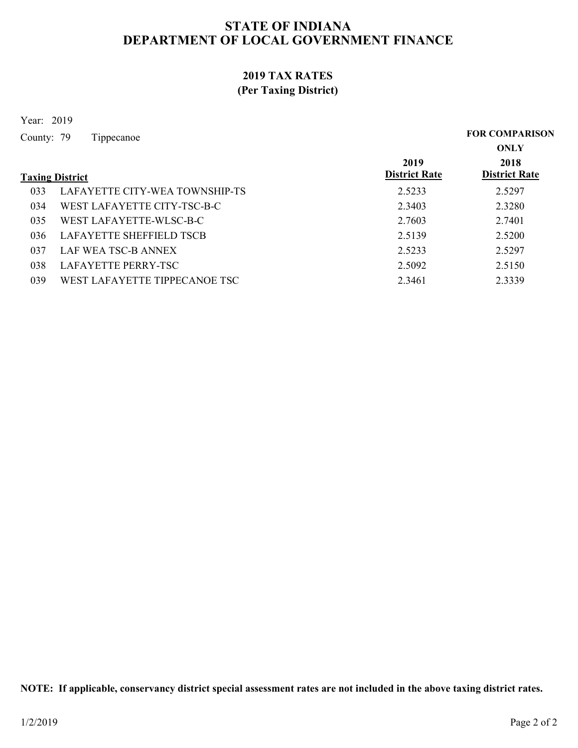# STATE OF INDIANA
# DEPARTMENT OF LOCAL GOVERNMENT FINANCE

## 2019 TAX RATES
## (Per Taxing District)

Year: 2019

County: 79 Tippecanoe

| Taxing District | | 2019 District Rate | FOR COMPARISON ONLY 2018 District Rate |
|---|---|---|---|
| 033 | LAFAYETTE CITY-WEA TOWNSHIP-TS | 2.5233 | 2.5297 |
| 034 | WEST LAFAYETTE CITY-TSC-B-C | 2.3403 | 2.3280 |
| 035 | WEST LAFAYETTE-WLSC-B-C | 2.7603 | 2.7401 |
| 036 | LAFAYETTE SHEFFIELD TSCB | 2.5139 | 2.5200 |
| 037 | LAF WEA TSC-B ANNEX | 2.5233 | 2.5297 |
| 038 | LAFAYETTE PERRY-TSC | 2.5092 | 2.5150 |
| 039 | WEST LAFAYETTE TIPPECANOE TSC | 2.3461 | 2.3339 |

**NOTE: If applicable, conservancy district special assessment rates are not included in the above taxing district rates.**

1/2/2019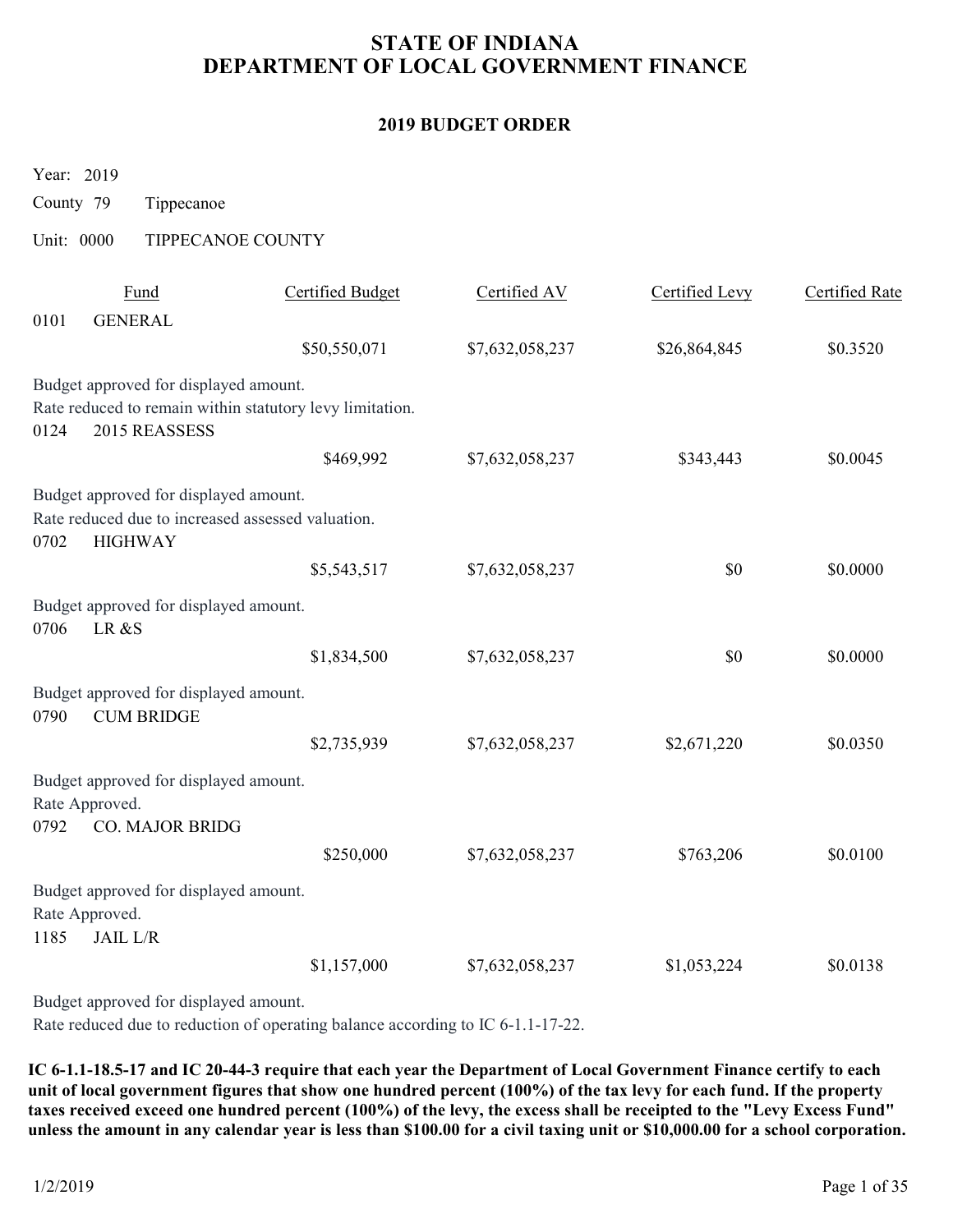# STATE OF INDIANA
# DEPARTMENT OF LOCAL GOVERNMENT FINANCE

## 2019 BUDGET ORDER

Year: 2019

County 79 Tippecanoe

Unit: 0000 TIPPECANOE COUNTY

| Fund | | Certified Budget | Certified AV | Certified Levy | Certified Rate |
|---|---|---|---|---|---|
| 0101 | GENERAL | $50,550,071 | $7,632,058,237 | $26,864,845 | $0.3520 |

Budget approved for displayed amount.
Rate reduced to remain within statutory levy limitation.

| Fund | | Certified Budget | Certified AV | Certified Levy | Certified Rate |
|---|---|---|---|---|---|
| 0124 | 2015 REASSESS | $469,992 | $7,632,058,237 | $343,443 | $0.0045 |

Budget approved for displayed amount.
Rate reduced due to increased assessed valuation.

| Fund | | Certified Budget | Certified AV | Certified Levy | Certified Rate |
|---|---|---|---|---|---|
| 0702 | HIGHWAY | $5,543,517 | $7,632,058,237 | $0 | $0.0000 |

Budget approved for displayed amount.

| Fund | | Certified Budget | Certified AV | Certified Levy | Certified Rate |
|---|---|---|---|---|---|
| 0706 | LR &S | $1,834,500 | $7,632,058,237 | $0 | $0.0000 |

Budget approved for displayed amount.

| Fund | | Certified Budget | Certified AV | Certified Levy | Certified Rate |
|---|---|---|---|---|---|
| 0790 | CUM BRIDGE | $2,735,939 | $7,632,058,237 | $2,671,220 | $0.0350 |

Budget approved for displayed amount.
Rate Approved.

| Fund | | Certified Budget | Certified AV | Certified Levy | Certified Rate |
|---|---|---|---|---|---|
| 0792 | CO. MAJOR BRIDG | $250,000 | $7,632,058,237 | $763,206 | $0.0100 |

Budget approved for displayed amount.
Rate Approved.

| Fund | | Certified Budget | Certified AV | Certified Levy | Certified Rate |
|---|---|---|---|---|---|
| 1185 | JAIL L/R | $1,157,000 | $7,632,058,237 | $1,053,224 | $0.0138 |

Budget approved for displayed amount.
Rate reduced due to reduction of operating balance according to IC 6-1.1-17-22.

**IC 6-1.1-18.5-17 and IC 20-44-3 require that each year the Department of Local Government Finance certify to each unit of local government figures that show one hundred percent (100%) of the tax levy for each fund. If the property taxes received exceed one hundred percent (100%) of the levy, the excess shall be receipted to the "Levy Excess Fund" unless the amount in any calendar year is less than $100.00 for a civil taxing unit or $10,000.00 for a school corporation.**

1/2/2019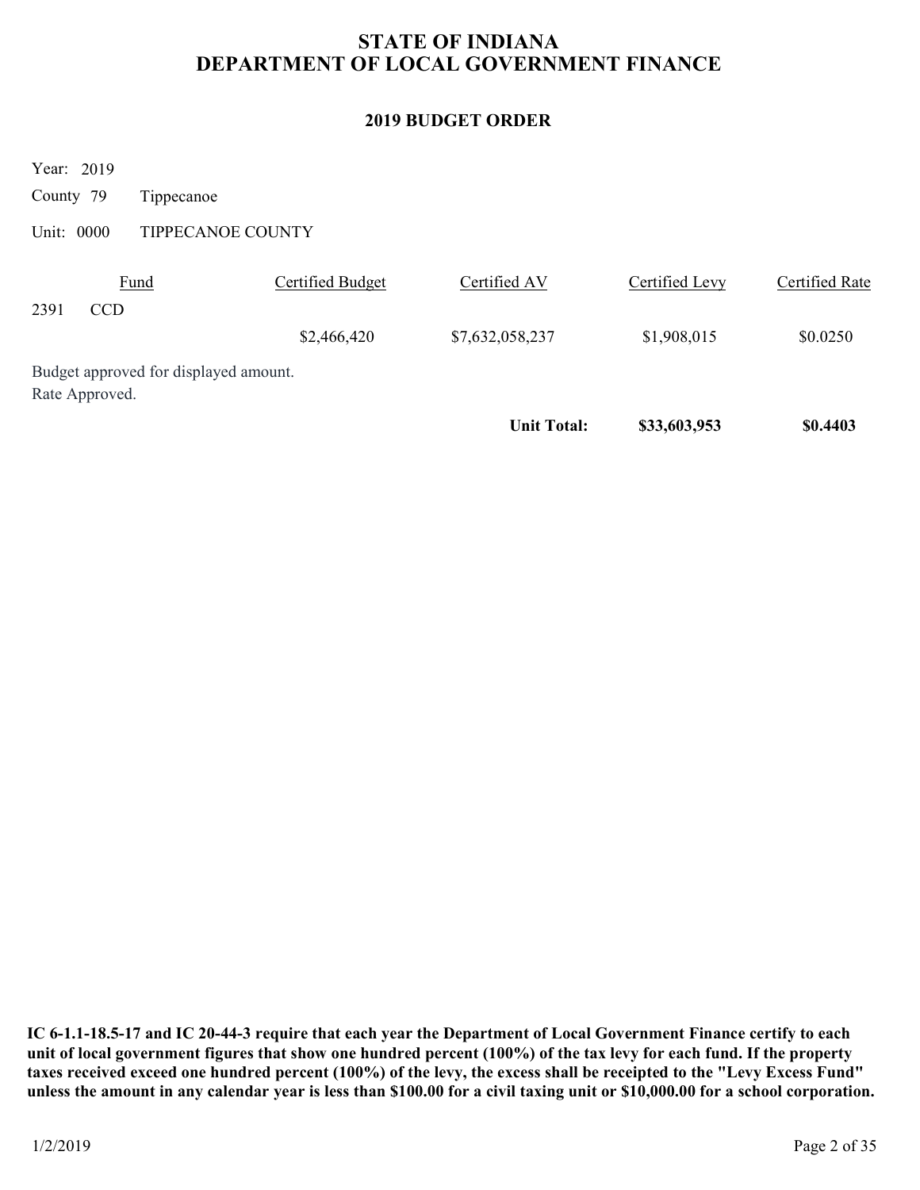# STATE OF INDIANA
# DEPARTMENT OF LOCAL GOVERNMENT FINANCE

## 2019 BUDGET ORDER

Year: 2019

County 79 Tippecanoe

Unit: 0000 TIPPECANOE COUNTY

| Fund | Certified Budget | Certified AV | Certified Levy | Certified Rate |
|---|---|---|---|---|
| 2391 CCD | | | | |
| | $2,466,420 | $7,632,058,237 | $1,908,015 | $0.0250 |

Budget approved for displayed amount.
Rate Approved.

| | | **Unit Total:** | **$33,603,953** | **$0.4403** |
|---|---|---|---|---|

**IC 6-1.1-18.5-17 and IC 20-44-3 require that each year the Department of Local Government Finance certify to each unit of local government figures that show one hundred percent (100%) of the tax levy for each fund. If the property taxes received exceed one hundred percent (100%) of the levy, the excess shall be receipted to the "Levy Excess Fund" unless the amount in any calendar year is less than $100.00 for a civil taxing unit or $10,000.00 for a school corporation.**

1/2/2019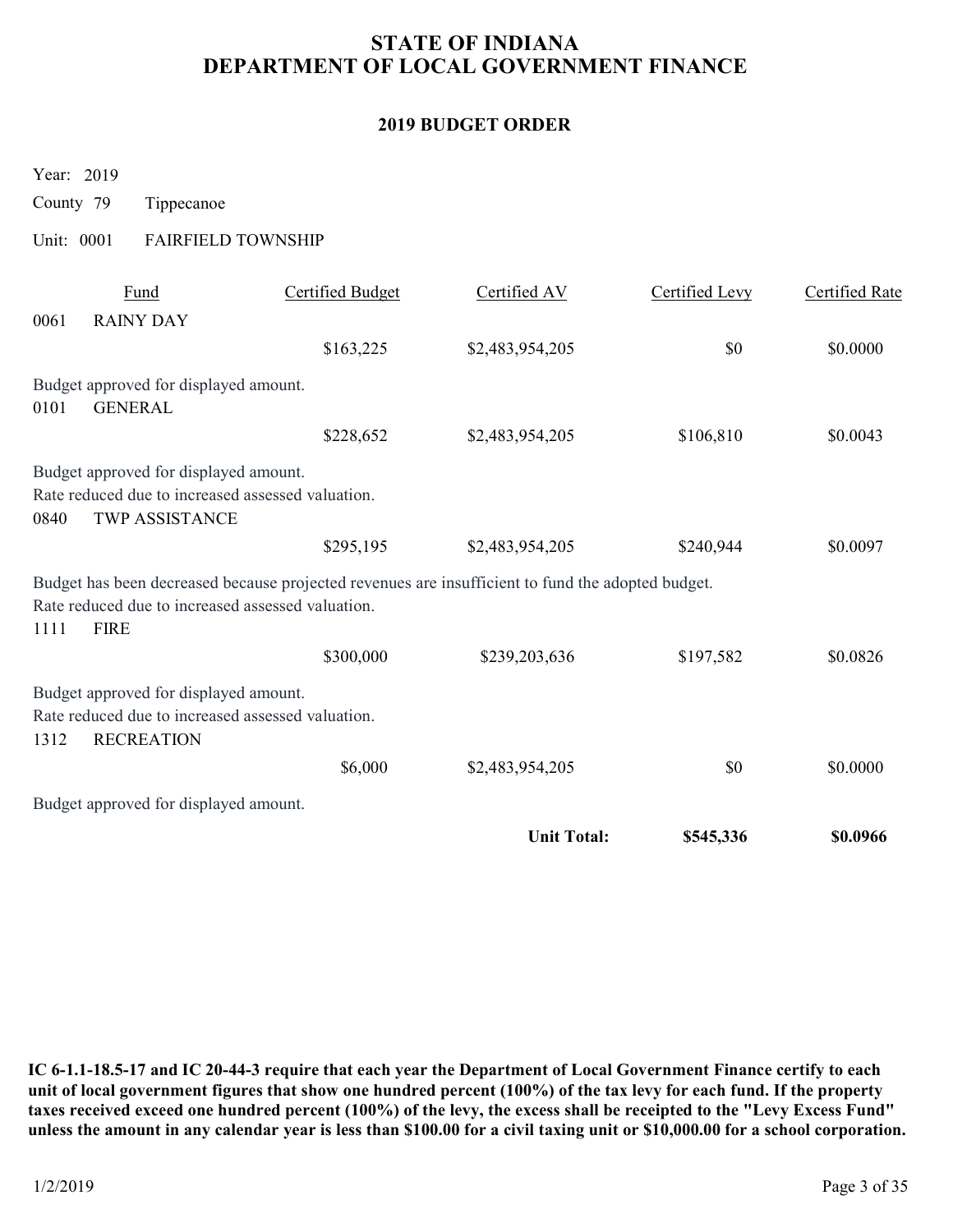# STATE OF INDIANA
# DEPARTMENT OF LOCAL GOVERNMENT FINANCE

## 2019 BUDGET ORDER

Year: 2019

County 79 Tippecanoe

Unit: 0001 FAIRFIELD TOWNSHIP

| Fund | | Certified Budget | Certified AV | Certified Levy | Certified Rate |
|---|---|---|---|---|---|
| 0061 | RAINY DAY | | | | |
| | | $163,225 | $2,483,954,205 | $0 | $0.0000 |
| Budget approved for displayed amount. | | | | | |
| 0101 | GENERAL | | | | |
| | | $228,652 | $2,483,954,205 | $106,810 | $0.0043 |
| Budget approved for displayed amount. Rate reduced due to increased assessed valuation. | | | | | |
| 0840 | TWP ASSISTANCE | | | | |
| | | $295,195 | $2,483,954,205 | $240,944 | $0.0097 |
| Budget has been decreased because projected revenues are insufficient to fund the adopted budget. Rate reduced due to increased assessed valuation. | | | | | |
| 1111 | FIRE | | | | |
| | | $300,000 | $239,203,636 | $197,582 | $0.0826 |
| Budget approved for displayed amount. Rate reduced due to increased assessed valuation. | | | | | |
| 1312 | RECREATION | | | | |
| | | $6,000 | $2,483,954,205 | $0 | $0.0000 |
| Budget approved for displayed amount. | | | | | |
| | | | **Unit Total:** | **$545,336** | **$0.0966** |

**IC 6-1.1-18.5-17 and IC 20-44-3 require that each year the Department of Local Government Finance certify to each unit of local government figures that show one hundred percent (100%) of the tax levy for each fund. If the property taxes received exceed one hundred percent (100%) of the levy, the excess shall be receipted to the "Levy Excess Fund" unless the amount in any calendar year is less than $100.00 for a civil taxing unit or $10,000.00 for a school corporation.**

1/2/2019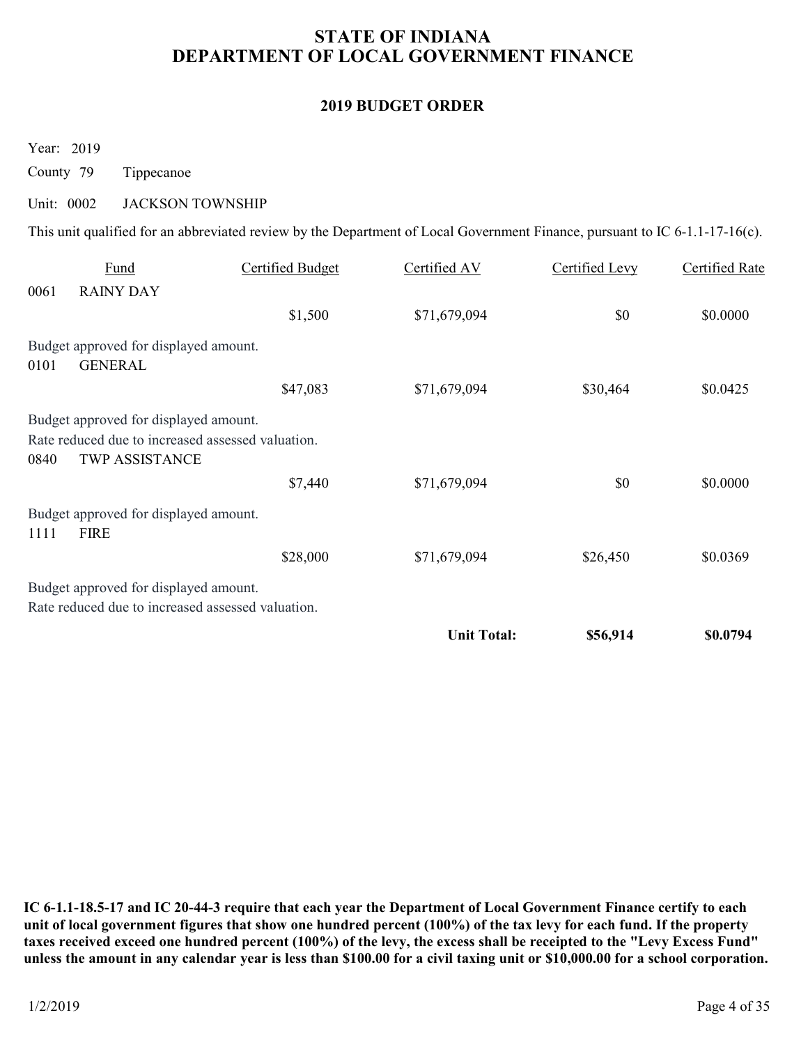# STATE OF INDIANA
# DEPARTMENT OF LOCAL GOVERNMENT FINANCE

## 2019 BUDGET ORDER

Year: 2019

County 79 Tippecanoe

Unit: 0002 JACKSON TOWNSHIP

This unit qualified for an abbreviated review by the Department of Local Government Finance, pursuant to IC 6-1.1-17-16(c).

| Fund | Certified Budget | Certified AV | Certified Levy | Certified Rate |
|---|---|---|---|---|
| 0061 RAINY DAY | | | | |
| | $1,500 | $71,679,094 | $0 | $0.0000 |
| Budget approved for displayed amount. | | | | |
| 0101 GENERAL | | | | |
| | $47,083 | $71,679,094 | $30,464 | $0.0425 |
| Budget approved for displayed amount.<br>Rate reduced due to increased assessed valuation. | | | | |
| 0840 TWP ASSISTANCE | | | | |
| | $7,440 | $71,679,094 | $0 | $0.0000 |
| Budget approved for displayed amount. | | | | |
| 1111 FIRE | | | | |
| | $28,000 | $71,679,094 | $26,450 | $0.0369 |
| Budget approved for displayed amount.<br>Rate reduced due to increased assessed valuation. | | | | |
| | | **Unit Total:** | **$56,914** | **$0.0794** |

**IC 6-1.1-18.5-17 and IC 20-44-3 require that each year the Department of Local Government Finance certify to each unit of local government figures that show one hundred percent (100%) of the tax levy for each fund. If the property taxes received exceed one hundred percent (100%) of the levy, the excess shall be receipted to the "Levy Excess Fund" unless the amount in any calendar year is less than $100.00 for a civil taxing unit or $10,000.00 for a school corporation.**

1/2/2019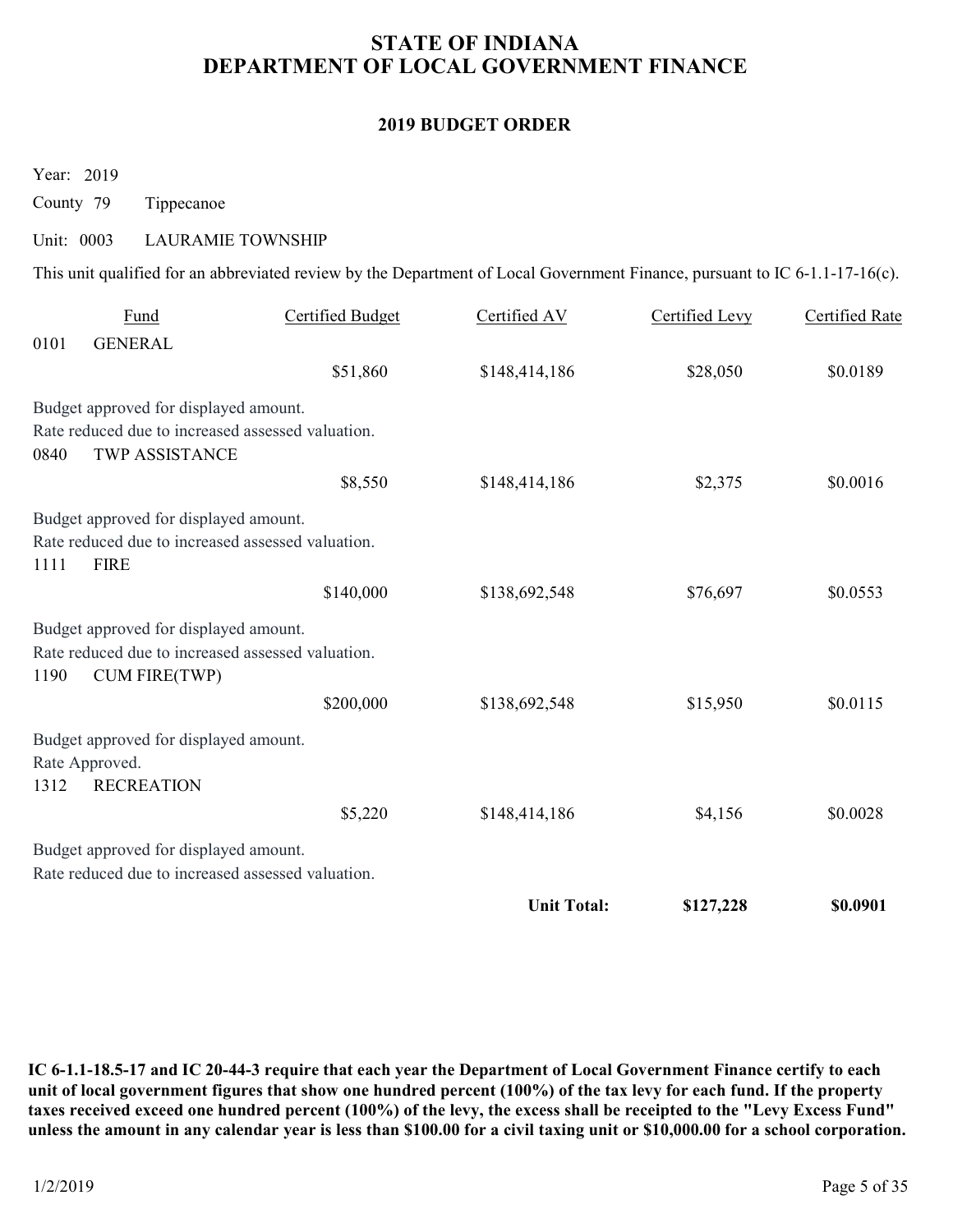# STATE OF INDIANA
# DEPARTMENT OF LOCAL GOVERNMENT FINANCE

## 2019 BUDGET ORDER

Year: 2019

County 79 Tippecanoe

Unit: 0003 LAURAMIE TOWNSHIP

This unit qualified for an abbreviated review by the Department of Local Government Finance, pursuant to IC 6-1.1-17-16(c).

| Fund | | Certified Budget | Certified AV | Certified Levy | Certified Rate |
|---|---|---|---|---|---|
| 0101 | GENERAL | | | | |
| | | $51,860 | $148,414,186 | $28,050 | $0.0189 |
| Budget approved for displayed amount. Rate reduced due to increased assessed valuation. | | | | | |
| 0840 | TWP ASSISTANCE | | | | |
| | | $8,550 | $148,414,186 | $2,375 | $0.0016 |
| Budget approved for displayed amount. Rate reduced due to increased assessed valuation. | | | | | |
| 1111 | FIRE | | | | |
| | | $140,000 | $138,692,548 | $76,697 | $0.0553 |
| Budget approved for displayed amount. Rate reduced due to increased assessed valuation. | | | | | |
| 1190 | CUM FIRE(TWP) | | | | |
| | | $200,000 | $138,692,548 | $15,950 | $0.0115 |
| Budget approved for displayed amount. Rate Approved. | | | | | |
| 1312 | RECREATION | | | | |
| | | $5,220 | $148,414,186 | $4,156 | $0.0028 |
| Budget approved for displayed amount. Rate reduced due to increased assessed valuation. | | | | | |
| | | | **Unit Total:** | **$127,228** | **$0.0901** |

**IC 6-1.1-18.5-17 and IC 20-44-3 require that each year the Department of Local Government Finance certify to each unit of local government figures that show one hundred percent (100%) of the tax levy for each fund. If the property taxes received exceed one hundred percent (100%) of the levy, the excess shall be receipted to the "Levy Excess Fund" unless the amount in any calendar year is less than $100.00 for a civil taxing unit or $10,000.00 for a school corporation.**

1/2/2019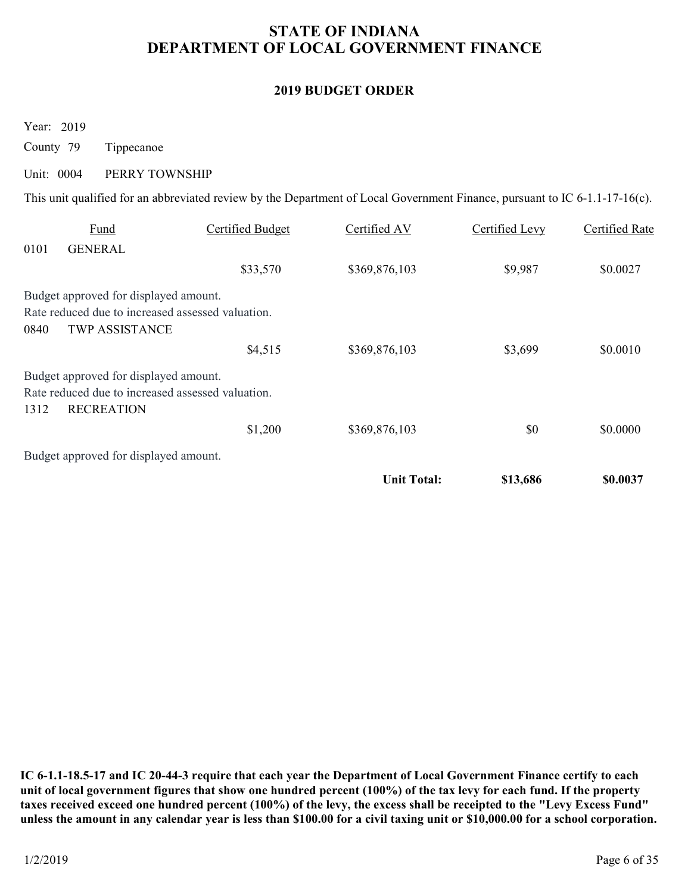# STATE OF INDIANA
# DEPARTMENT OF LOCAL GOVERNMENT FINANCE

## 2019 BUDGET ORDER

Year: 2019

County 79 Tippecanoe

Unit: 0004 PERRY TOWNSHIP

This unit qualified for an abbreviated review by the Department of Local Government Finance, pursuant to IC 6-1.1-17-16(c).

| Fund | | Certified Budget | Certified AV | Certified Levy | Certified Rate |
|---|---|---|---|---|---|
| 0101 | GENERAL | | | | |
| | | $33,570 | $369,876,103 | $9,987 | $0.0027 |

Budget approved for displayed amount.
Rate reduced due to increased assessed valuation.

| Fund | | Certified Budget | Certified AV | Certified Levy | Certified Rate |
|---|---|---|---|---|---|
| 0840 | TWP ASSISTANCE | | | | |
| | | $4,515 | $369,876,103 | $3,699 | $0.0010 |

Budget approved for displayed amount.
Rate reduced due to increased assessed valuation.

| Fund | | Certified Budget | Certified AV | Certified Levy | Certified Rate |
|---|---|---|---|---|---|
| 1312 | RECREATION | | | | |
| | | $1,200 | $369,876,103 | $0 | $0.0000 |

Budget approved for displayed amount.

| | | | | | |
|---|---|---|---|---|---|
| | | | **Unit Total:** | **$13,686** | **$0.0037** |

**IC 6-1.1-18.5-17 and IC 20-44-3 require that each year the Department of Local Government Finance certify to each unit of local government figures that show one hundred percent (100%) of the tax levy for each fund. If the property taxes received exceed one hundred percent (100%) of the levy, the excess shall be receipted to the "Levy Excess Fund" unless the amount in any calendar year is less than $100.00 for a civil taxing unit or $10,000.00 for a school corporation.**

1/2/2019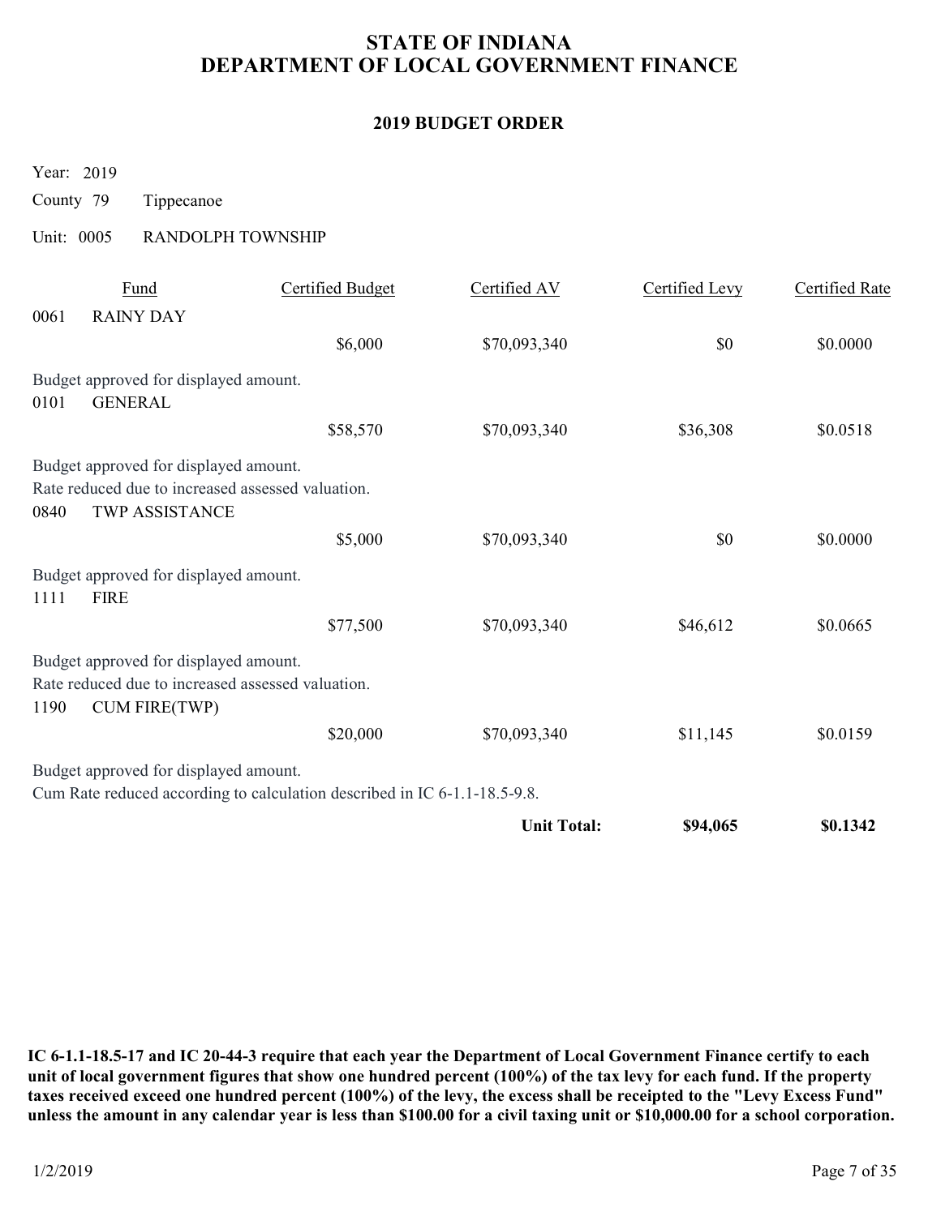# STATE OF INDIANA
# DEPARTMENT OF LOCAL GOVERNMENT FINANCE

## 2019 BUDGET ORDER

Year: 2019

County 79 Tippecanoe

Unit: 0005 RANDOLPH TOWNSHIP

| Fund | | Certified Budget | Certified AV | Certified Levy | Certified Rate |
|---|---|---|---|---|---|
| 0061 | RAINY DAY | | | | |
| | | $6,000 | $70,093,340 | $0 | $0.0000 |

Budget approved for displayed amount.

| Fund | | Certified Budget | Certified AV | Certified Levy | Certified Rate |
|---|---|---|---|---|---|
| 0101 | GENERAL | | | | |
| | | $58,570 | $70,093,340 | $36,308 | $0.0518 |

Budget approved for displayed amount.
Rate reduced due to increased assessed valuation.

| Fund | | Certified Budget | Certified AV | Certified Levy | Certified Rate |
|---|---|---|---|---|---|
| 0840 | TWP ASSISTANCE | | | | |
| | | $5,000 | $70,093,340 | $0 | $0.0000 |

Budget approved for displayed amount.

| Fund | | Certified Budget | Certified AV | Certified Levy | Certified Rate |
|---|---|---|---|---|---|
| 1111 | FIRE | | | | |
| | | $77,500 | $70,093,340 | $46,612 | $0.0665 |

Budget approved for displayed amount.
Rate reduced due to increased assessed valuation.

| Fund | | Certified Budget | Certified AV | Certified Levy | Certified Rate |
|---|---|---|---|---|---|
| 1190 | CUM FIRE(TWP) | | | | |
| | | $20,000 | $70,093,340 | $11,145 | $0.0159 |

Budget approved for displayed amount.
Cum Rate reduced according to calculation described in IC 6-1.1-18.5-9.8.

| | | | **Unit Total:** | **$94,065** | **$0.1342** |
|---|---|---|---|---|---|

**IC 6-1.1-18.5-17 and IC 20-44-3 require that each year the Department of Local Government Finance certify to each unit of local government figures that show one hundred percent (100%) of the tax levy for each fund. If the property taxes received exceed one hundred percent (100%) of the levy, the excess shall be receipted to the "Levy Excess Fund" unless the amount in any calendar year is less than $100.00 for a civil taxing unit or $10,000.00 for a school corporation.**

1/2/2019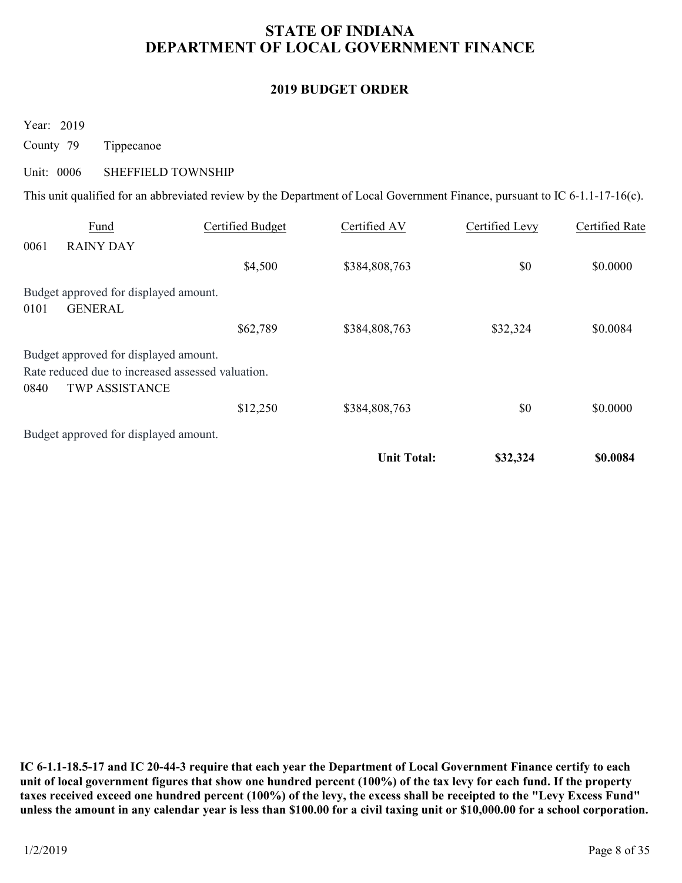# STATE OF INDIANA
# DEPARTMENT OF LOCAL GOVERNMENT FINANCE

## 2019 BUDGET ORDER

Year: 2019

County 79 Tippecanoe

Unit: 0006 SHEFFIELD TOWNSHIP

This unit qualified for an abbreviated review by the Department of Local Government Finance, pursuant to IC 6-1.1-17-16(c).

| Fund | | Certified Budget | Certified AV | Certified Levy | Certified Rate |
|---|---|---|---|---|---|
| 0061 | RAINY DAY | | | | |
| | | $4,500 | $384,808,763 | $0 | $0.0000 |
| Budget approved for displayed amount. | | | | | |
| 0101 | GENERAL | | | | |
| | | $62,789 | $384,808,763 | $32,324 | $0.0084 |
| Budget approved for displayed amount. Rate reduced due to increased assessed valuation. | | | | | |
| 0840 | TWP ASSISTANCE | | | | |
| | | $12,250 | $384,808,763 | $0 | $0.0000 |
| Budget approved for displayed amount. | | | | | |
| | | | **Unit Total:** | **$32,324** | **$0.0084** |

**IC 6-1.1-18.5-17 and IC 20-44-3 require that each year the Department of Local Government Finance certify to each unit of local government figures that show one hundred percent (100%) of the tax levy for each fund. If the property taxes received exceed one hundred percent (100%) of the levy, the excess shall be receipted to the "Levy Excess Fund" unless the amount in any calendar year is less than $100.00 for a civil taxing unit or $10,000.00 for a school corporation.**

1/2/2019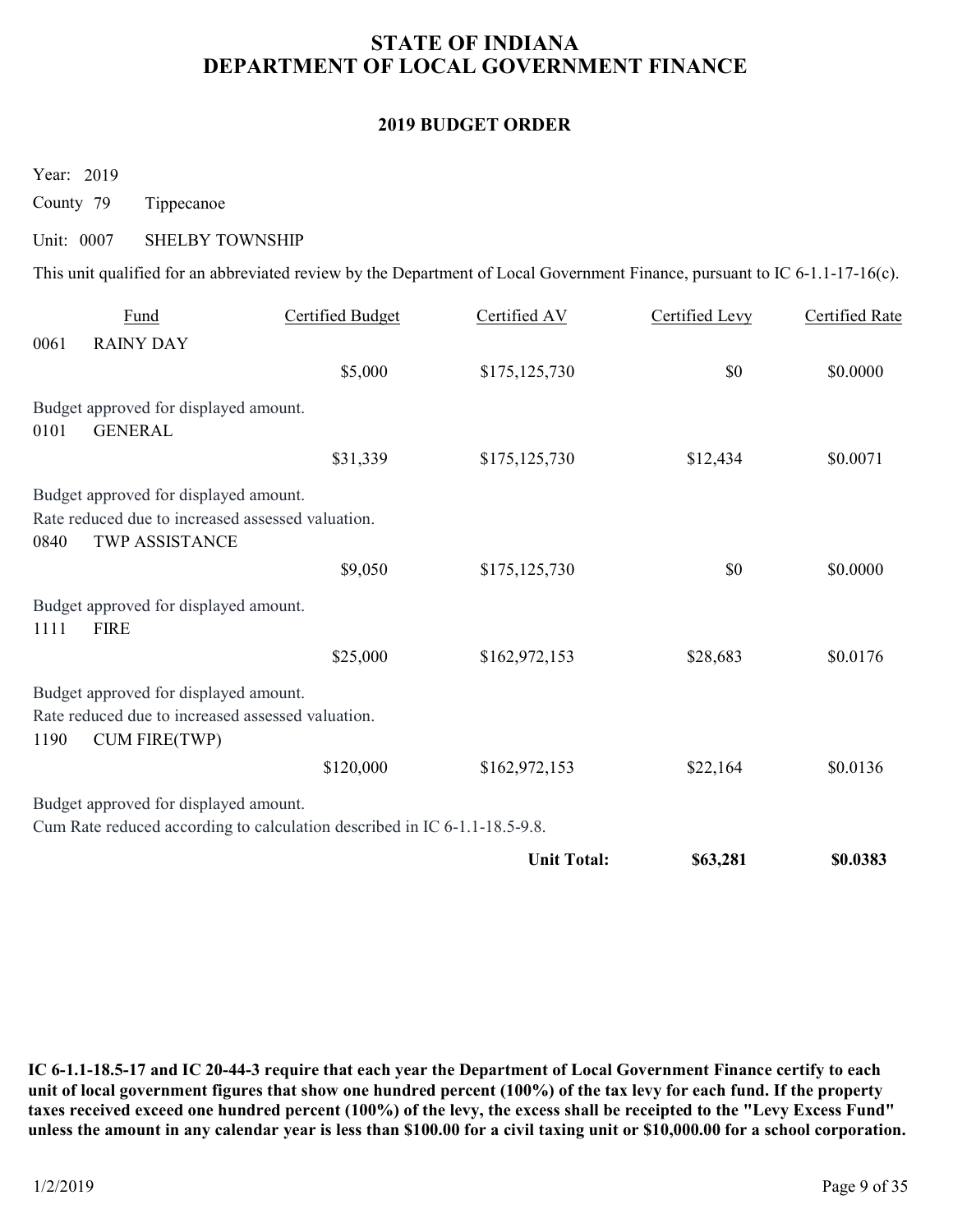# STATE OF INDIANA
# DEPARTMENT OF LOCAL GOVERNMENT FINANCE

## 2019 BUDGET ORDER

Year: 2019

County 79 Tippecanoe

Unit: 0007 SHELBY TOWNSHIP

This unit qualified for an abbreviated review by the Department of Local Government Finance, pursuant to IC 6-1.1-17-16(c).

| Fund | | Certified Budget | Certified AV | Certified Levy | Certified Rate |
|---|---|---|---|---|---|
| 0061 | RAINY DAY | $5,000 | $175,125,730 | $0 | $0.0000 |
| | Budget approved for displayed amount. | | | | |
| 0101 | GENERAL | $31,339 | $175,125,730 | $12,434 | $0.0071 |
| | Budget approved for displayed amount. Rate reduced due to increased assessed valuation. | | | | |
| 0840 | TWP ASSISTANCE | $9,050 | $175,125,730 | $0 | $0.0000 |
| | Budget approved for displayed amount. | | | | |
| 1111 | FIRE | $25,000 | $162,972,153 | $28,683 | $0.0176 |
| | Budget approved for displayed amount. Rate reduced due to increased assessed valuation. | | | | |
| 1190 | CUM FIRE(TWP) | $120,000 | $162,972,153 | $22,164 | $0.0136 |
| | Budget approved for displayed amount. Cum Rate reduced according to calculation described in IC 6-1.1-18.5-9.8. | | | | |
| | | | **Unit Total:** | **$63,281** | **$0.0383** |

**IC 6-1.1-18.5-17 and IC 20-44-3 require that each year the Department of Local Government Finance certify to each unit of local government figures that show one hundred percent (100%) of the tax levy for each fund. If the property taxes received exceed one hundred percent (100%) of the levy, the excess shall be receipted to the "Levy Excess Fund" unless the amount in any calendar year is less than $100.00 for a civil taxing unit or $10,000.00 for a school corporation.**

1/2/2019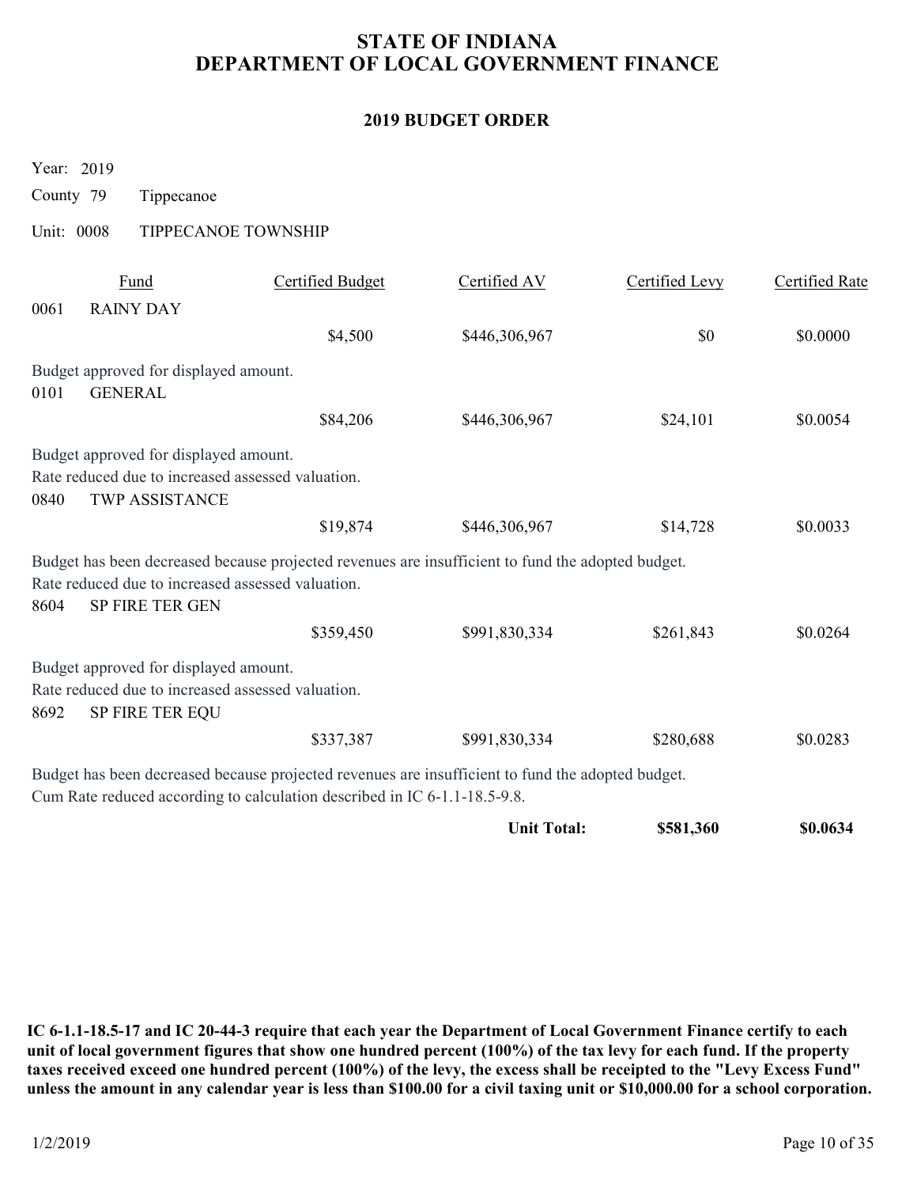# STATE OF INDIANA
# DEPARTMENT OF LOCAL GOVERNMENT FINANCE

## 2019 BUDGET ORDER

Year: 2019

County 79 Tippecanoe

Unit: 0008 TIPPECANOE TOWNSHIP

| Fund | | Certified Budget | Certified AV | Certified Levy | Certified Rate |
|---|---|---|---|---|---|
| 0061 | RAINY DAY | | | | |
| | | $4,500 | $446,306,967 | $0 | $0.0000 |

Budget approved for displayed amount.

| Fund | | Certified Budget | Certified AV | Certified Levy | Certified Rate |
|---|---|---|---|---|---|
| 0101 | GENERAL | | | | |
| | | $84,206 | $446,306,967 | $24,101 | $0.0054 |

Budget approved for displayed amount.
Rate reduced due to increased assessed valuation.

| Fund | | Certified Budget | Certified AV | Certified Levy | Certified Rate |
|---|---|---|---|---|---|
| 0840 | TWP ASSISTANCE | | | | |
| | | $19,874 | $446,306,967 | $14,728 | $0.0033 |

Budget has been decreased because projected revenues are insufficient to fund the adopted budget.
Rate reduced due to increased assessed valuation.

| Fund | | Certified Budget | Certified AV | Certified Levy | Certified Rate |
|---|---|---|---|---|---|
| 8604 | SP FIRE TER GEN | | | | |
| | | $359,450 | $991,830,334 | $261,843 | $0.0264 |

Budget approved for displayed amount.
Rate reduced due to increased assessed valuation.

| Fund | | Certified Budget | Certified AV | Certified Levy | Certified Rate |
|---|---|---|---|---|---|
| 8692 | SP FIRE TER EQU | | | | |
| | | $337,387 | $991,830,334 | $280,688 | $0.0283 |

Budget has been decreased because projected revenues are insufficient to fund the adopted budget.
Cum Rate reduced according to calculation described in IC 6-1.1-18.5-9.8.

| | | | | Certified Levy | Certified Rate |
|---|---|---|---|---|---|
| | | | **Unit Total:** | **$581,360** | **$0.0634** |

**IC 6-1.1-18.5-17 and IC 20-44-3 require that each year the Department of Local Government Finance certify to each unit of local government figures that show one hundred percent (100%) of the tax levy for each fund. If the property taxes received exceed one hundred percent (100%) of the levy, the excess shall be receipted to the "Levy Excess Fund" unless the amount in any calendar year is less than $100.00 for a civil taxing unit or $10,000.00 for a school corporation.**

1/2/2019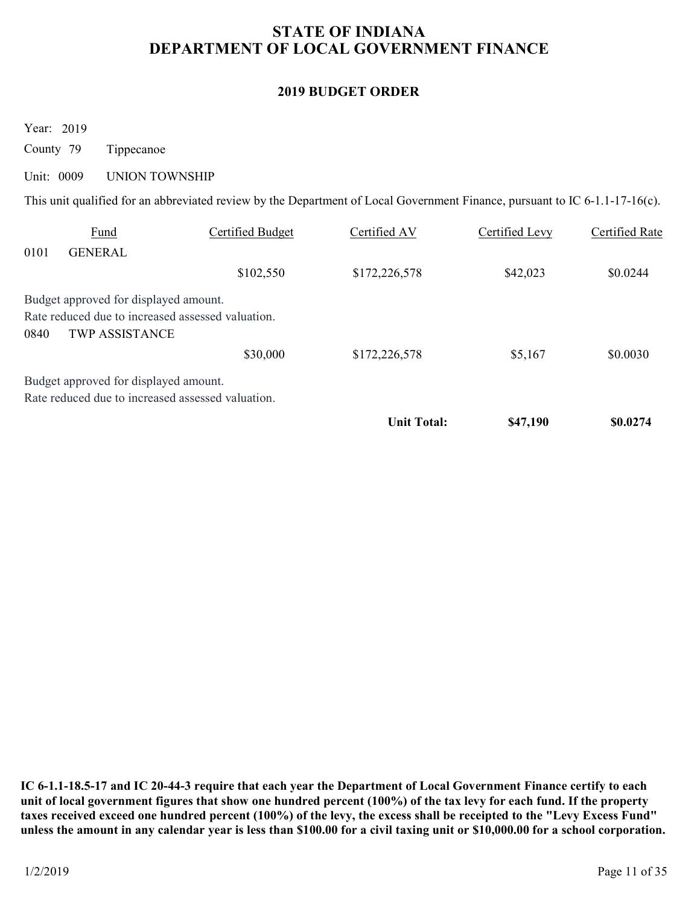# STATE OF INDIANA
# DEPARTMENT OF LOCAL GOVERNMENT FINANCE

## 2019 BUDGET ORDER

Year: 2019

County 79 Tippecanoe

Unit: 0009 UNION TOWNSHIP

This unit qualified for an abbreviated review by the Department of Local Government Finance, pursuant to IC 6-1.1-17-16(c).

| Fund | Certified Budget | Certified AV | Certified Levy | Certified Rate |
|---|---|---|---|---|
| 0101 GENERAL | | | | |
| | $102,550 | $172,226,578 | $42,023 | $0.0244 |
| Budget approved for displayed amount. Rate reduced due to increased assessed valuation. | | | | |
| 0840 TWP ASSISTANCE | | | | |
| | $30,000 | $172,226,578 | $5,167 | $0.0030 |
| Budget approved for displayed amount. Rate reduced due to increased assessed valuation. | | | | |
| | | **Unit Total:** | **$47,190** | **$0.0274** |

**IC 6-1.1-18.5-17 and IC 20-44-3 require that each year the Department of Local Government Finance certify to each unit of local government figures that show one hundred percent (100%) of the tax levy for each fund. If the property taxes received exceed one hundred percent (100%) of the levy, the excess shall be receipted to the "Levy Excess Fund" unless the amount in any calendar year is less than $100.00 for a civil taxing unit or $10,000.00 for a school corporation.**

1/2/2019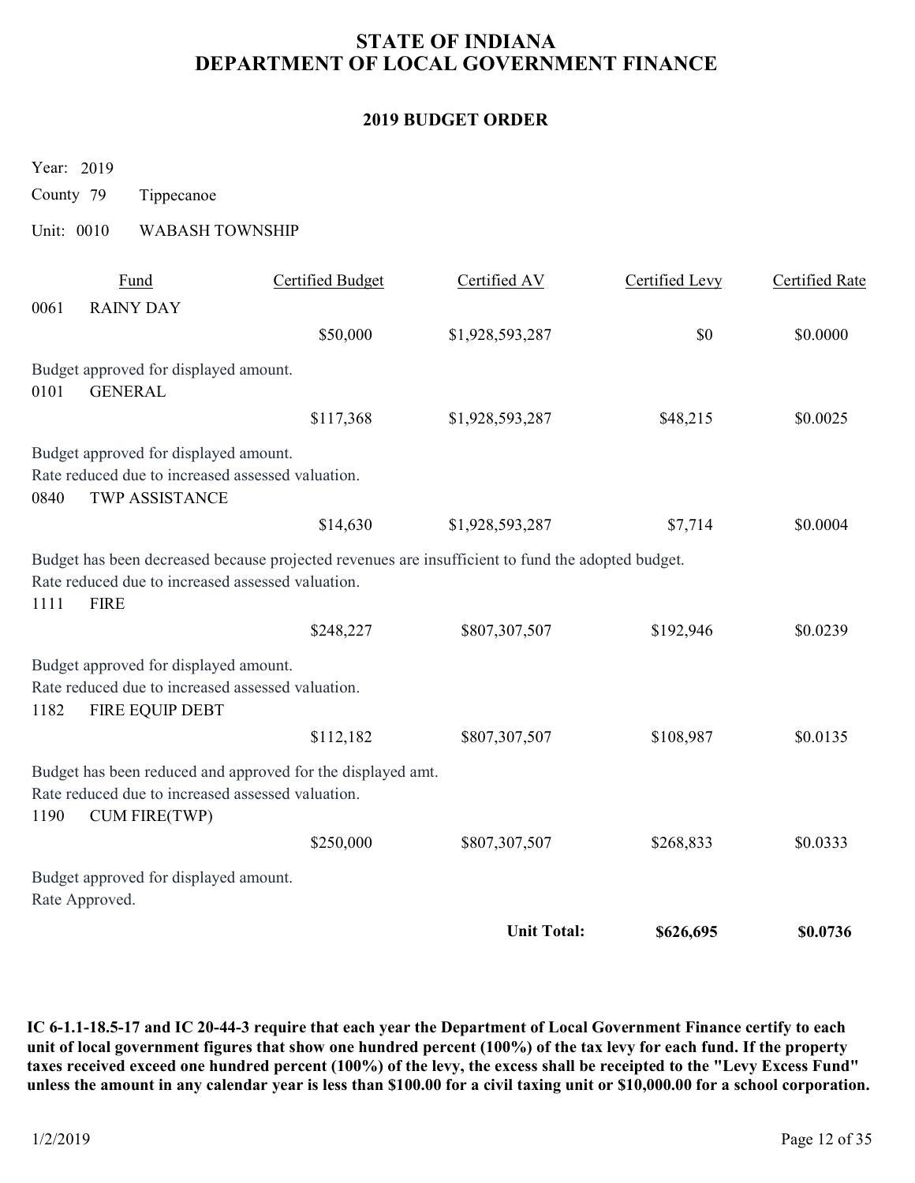# STATE OF INDIANA
# DEPARTMENT OF LOCAL GOVERNMENT FINANCE

## 2019 BUDGET ORDER

Year: 2019

County 79 Tippecanoe

Unit: 0010 WABASH TOWNSHIP

| Fund | | Certified Budget | Certified AV | Certified Levy | Certified Rate |
|---|---|---|---|---|---|
| 0061 | RAINY DAY | | | | |
| | | $50,000 | $1,928,593,287 | $0 | $0.0000 |

Budget approved for displayed amount.

| Fund | | Certified Budget | Certified AV | Certified Levy | Certified Rate |
|---|---|---|---|---|---|
| 0101 | GENERAL | | | | |
| | | $117,368 | $1,928,593,287 | $48,215 | $0.0025 |

Budget approved for displayed amount.
Rate reduced due to increased assessed valuation.

| Fund | | Certified Budget | Certified AV | Certified Levy | Certified Rate |
|---|---|---|---|---|---|
| 0840 | TWP ASSISTANCE | | | | |
| | | $14,630 | $1,928,593,287 | $7,714 | $0.0004 |

Budget has been decreased because projected revenues are insufficient to fund the adopted budget.
Rate reduced due to increased assessed valuation.

| Fund | | Certified Budget | Certified AV | Certified Levy | Certified Rate |
|---|---|---|---|---|---|
| 1111 | FIRE | | | | |
| | | $248,227 | $807,307,507 | $192,946 | $0.0239 |

Budget approved for displayed amount.
Rate reduced due to increased assessed valuation.

| Fund | | Certified Budget | Certified AV | Certified Levy | Certified Rate |
|---|---|---|---|---|---|
| 1182 | FIRE EQUIP DEBT | | | | |
| | | $112,182 | $807,307,507 | $108,987 | $0.0135 |

Budget has been reduced and approved for the displayed amt.
Rate reduced due to increased assessed valuation.

| Fund | | Certified Budget | Certified AV | Certified Levy | Certified Rate |
|---|---|---|---|---|---|
| 1190 | CUM FIRE(TWP) | | | | |
| | | $250,000 | $807,307,507 | $268,833 | $0.0333 |

Budget approved for displayed amount.
Rate Approved.

| | | | **Unit Total:** | **$626,695** | **$0.0736** |
|---|---|---|---|---|---|

**IC 6-1.1-18.5-17 and IC 20-44-3 require that each year the Department of Local Government Finance certify to each unit of local government figures that show one hundred percent (100%) of the tax levy for each fund. If the property taxes received exceed one hundred percent (100%) of the levy, the excess shall be receipted to the "Levy Excess Fund" unless the amount in any calendar year is less than $100.00 for a civil taxing unit or $10,000.00 for a school corporation.**

1/2/2019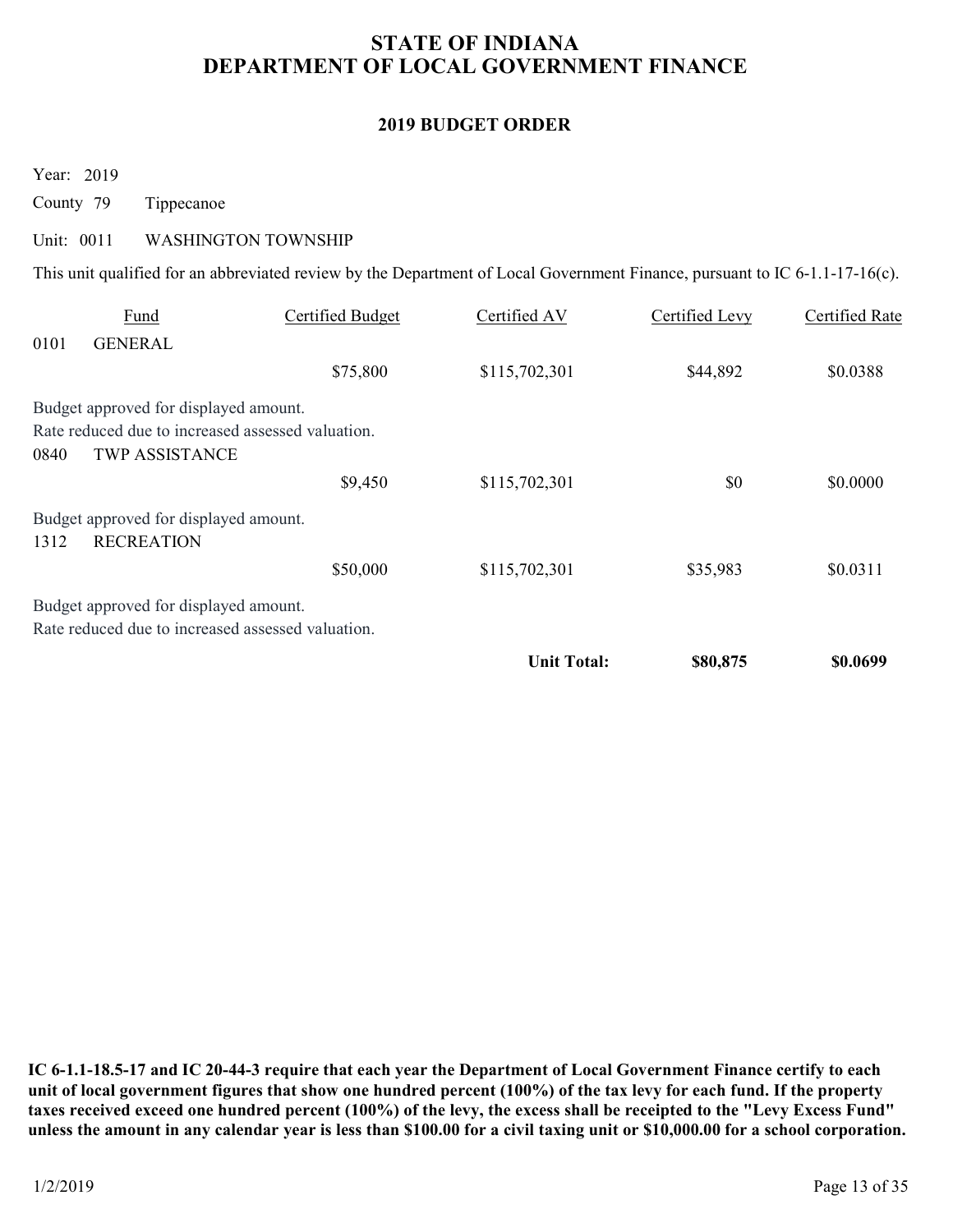# STATE OF INDIANA
# DEPARTMENT OF LOCAL GOVERNMENT FINANCE

## 2019 BUDGET ORDER

Year: 2019

County 79 Tippecanoe

Unit: 0011 WASHINGTON TOWNSHIP

This unit qualified for an abbreviated review by the Department of Local Government Finance, pursuant to IC 6-1.1-17-16(c).

| Fund | | Certified Budget | Certified AV | Certified Levy | Certified Rate |
|---|---|---|---|---|---|
| 0101 | GENERAL | | | | |
| | | $75,800 | $115,702,301 | $44,892 | $0.0388 |
| Budget approved for displayed amount. Rate reduced due to increased assessed valuation. | | | | | |
| 0840 | TWP ASSISTANCE | | | | |
| | | $9,450 | $115,702,301 | $0 | $0.0000 |
| Budget approved for displayed amount. | | | | | |
| 1312 | RECREATION | | | | |
| | | $50,000 | $115,702,301 | $35,983 | $0.0311 |
| Budget approved for displayed amount. Rate reduced due to increased assessed valuation. | | | | | |
| | | | **Unit Total:** | **$80,875** | **$0.0699** |

**IC 6-1.1-18.5-17 and IC 20-44-3 require that each year the Department of Local Government Finance certify to each unit of local government figures that show one hundred percent (100%) of the tax levy for each fund. If the property taxes received exceed one hundred percent (100%) of the levy, the excess shall be receipted to the "Levy Excess Fund" unless the amount in any calendar year is less than $100.00 for a civil taxing unit or $10,000.00 for a school corporation.**

1/2/2019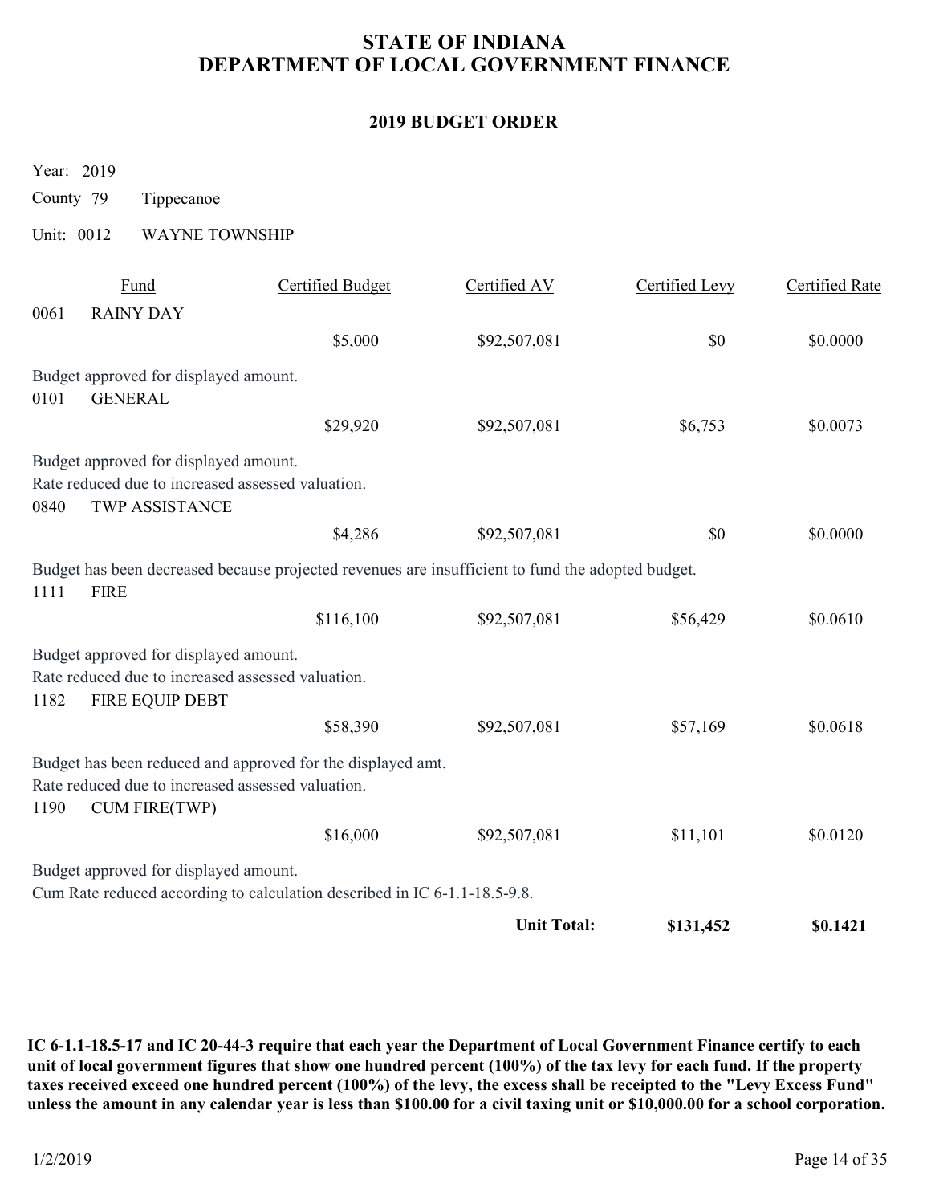# STATE OF INDIANA
# DEPARTMENT OF LOCAL GOVERNMENT FINANCE

## 2019 BUDGET ORDER

Year: 2019

County 79 Tippecanoe

Unit: 0012 WAYNE TOWNSHIP

| Fund | | Certified Budget | Certified AV | Certified Levy | Certified Rate |
|---|---|---|---|---|---|
| 0061 | RAINY DAY | | | | |
| | | $5,000 | $92,507,081 | $0 | $0.0000 |

Budget approved for displayed amount.

| Fund | | Certified Budget | Certified AV | Certified Levy | Certified Rate |
|---|---|---|---|---|---|
| 0101 | GENERAL | | | | |
| | | $29,920 | $92,507,081 | $6,753 | $0.0073 |

Budget approved for displayed amount.
Rate reduced due to increased assessed valuation.

| Fund | | Certified Budget | Certified AV | Certified Levy | Certified Rate |
|---|---|---|---|---|---|
| 0840 | TWP ASSISTANCE | | | | |
| | | $4,286 | $92,507,081 | $0 | $0.0000 |

Budget has been decreased because projected revenues are insufficient to fund the adopted budget.

| Fund | | Certified Budget | Certified AV | Certified Levy | Certified Rate |
|---|---|---|---|---|---|
| 1111 | FIRE | | | | |
| | | $116,100 | $92,507,081 | $56,429 | $0.0610 |

Budget approved for displayed amount.
Rate reduced due to increased assessed valuation.

| Fund | | Certified Budget | Certified AV | Certified Levy | Certified Rate |
|---|---|---|---|---|---|
| 1182 | FIRE EQUIP DEBT | | | | |
| | | $58,390 | $92,507,081 | $57,169 | $0.0618 |

Budget has been reduced and approved for the displayed amt.
Rate reduced due to increased assessed valuation.

| Fund | | Certified Budget | Certified AV | Certified Levy | Certified Rate |
|---|---|---|---|---|---|
| 1190 | CUM FIRE(TWP) | | | | |
| | | $16,000 | $92,507,081 | $11,101 | $0.0120 |

Budget approved for displayed amount.
Cum Rate reduced according to calculation described in IC 6-1.1-18.5-9.8.

| | | | | Certified Levy | Certified Rate |
|---|---|---|---|---|---|
| | | | **Unit Total:** | **$131,452** | **$0.1421** |

**IC 6-1.1-18.5-17 and IC 20-44-3 require that each year the Department of Local Government Finance certify to each unit of local government figures that show one hundred percent (100%) of the tax levy for each fund. If the property taxes received exceed one hundred percent (100%) of the levy, the excess shall be receipted to the "Levy Excess Fund" unless the amount in any calendar year is less than $100.00 for a civil taxing unit or $10,000.00 for a school corporation.**

1/2/2019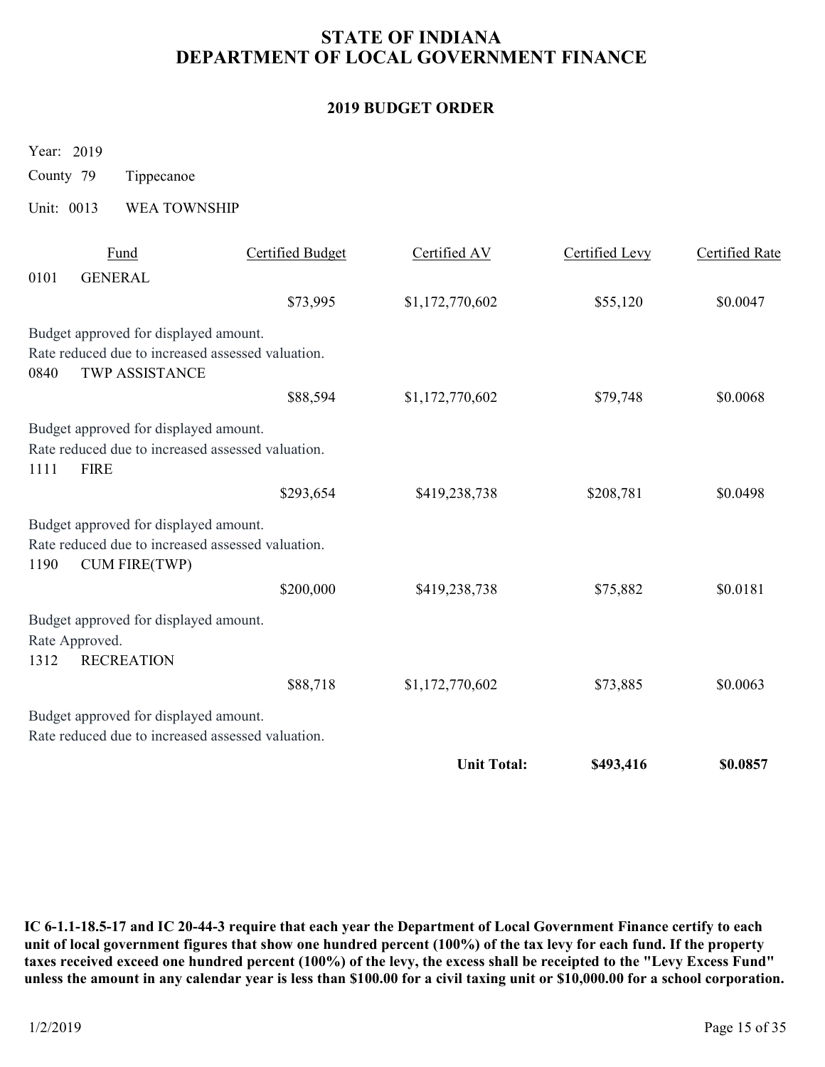# STATE OF INDIANA
# DEPARTMENT OF LOCAL GOVERNMENT FINANCE

## 2019 BUDGET ORDER

Year: 2019

County 79 Tippecanoe

Unit: 0013 WEA TOWNSHIP

| Fund | | Certified Budget | Certified AV | Certified Levy | Certified Rate |
|---|---|---|---|---|---|
| 0101 | GENERAL | | | | |
| | | $73,995 | $1,172,770,602 | $55,120 | $0.0047 |

Budget approved for displayed amount.
Rate reduced due to increased assessed valuation.

| Fund | | Certified Budget | Certified AV | Certified Levy | Certified Rate |
|---|---|---|---|---|---|
| 0840 | TWP ASSISTANCE | | | | |
| | | $88,594 | $1,172,770,602 | $79,748 | $0.0068 |

Budget approved for displayed amount.
Rate reduced due to increased assessed valuation.

| Fund | | Certified Budget | Certified AV | Certified Levy | Certified Rate |
|---|---|---|---|---|---|
| 1111 | FIRE | | | | |
| | | $293,654 | $419,238,738 | $208,781 | $0.0498 |

Budget approved for displayed amount.
Rate reduced due to increased assessed valuation.

| Fund | | Certified Budget | Certified AV | Certified Levy | Certified Rate |
|---|---|---|---|---|---|
| 1190 | CUM FIRE(TWP) | | | | |
| | | $200,000 | $419,238,738 | $75,882 | $0.0181 |

Budget approved for displayed amount.
Rate Approved.

| Fund | | Certified Budget | Certified AV | Certified Levy | Certified Rate |
|---|---|---|---|---|---|
| 1312 | RECREATION | | | | |
| | | $88,718 | $1,172,770,602 | $73,885 | $0.0063 |

Budget approved for displayed amount.
Rate reduced due to increased assessed valuation.

| | | | | Certified Levy | Certified Rate |
|---|---|---|---|---|---|
| | | | **Unit Total:** | **$493,416** | **$0.0857** |

**IC 6-1.1-18.5-17 and IC 20-44-3 require that each year the Department of Local Government Finance certify to each unit of local government figures that show one hundred percent (100%) of the tax levy for each fund. If the property taxes received exceed one hundred percent (100%) of the levy, the excess shall be receipted to the "Levy Excess Fund" unless the amount in any calendar year is less than $100.00 for a civil taxing unit or $10,000.00 for a school corporation.**

1/2/2019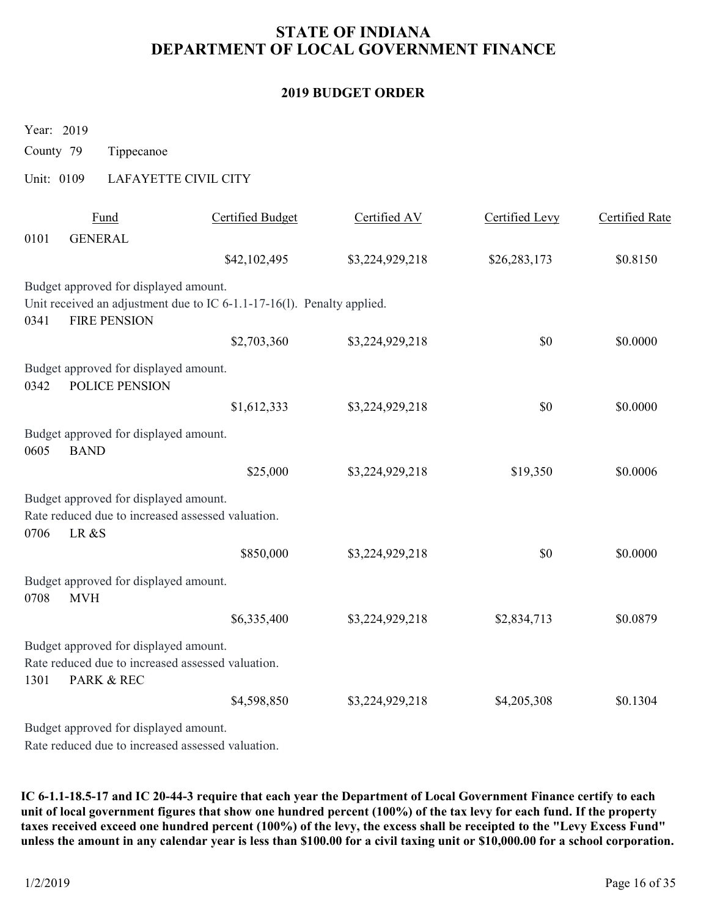# STATE OF INDIANA
# DEPARTMENT OF LOCAL GOVERNMENT FINANCE

## 2019 BUDGET ORDER

Year: 2019

County 79 Tippecanoe

Unit: 0109 LAFAYETTE CIVIL CITY

| | Fund | Certified Budget | Certified AV | Certified Levy | Certified Rate |
|---|---|---|---|---|---|
| 0101 | GENERAL | | | | |
| | | $42,102,495 | $3,224,929,218 | $26,283,173 | $0.8150 |

Budget approved for displayed amount.
Unit received an adjustment due to IC 6-1.1-17-16(l). Penalty applied.

| | Fund | Certified Budget | Certified AV | Certified Levy | Certified Rate |
|---|---|---|---|---|---|
| 0341 | FIRE PENSION | | | | |
| | | $2,703,360 | $3,224,929,218 | $0 | $0.0000 |

Budget approved for displayed amount.

| | Fund | Certified Budget | Certified AV | Certified Levy | Certified Rate |
|---|---|---|---|---|---|
| 0342 | POLICE PENSION | | | | |
| | | $1,612,333 | $3,224,929,218 | $0 | $0.0000 |

Budget approved for displayed amount.

| | Fund | Certified Budget | Certified AV | Certified Levy | Certified Rate |
|---|---|---|---|---|---|
| 0605 | BAND | | | | |
| | | $25,000 | $3,224,929,218 | $19,350 | $0.0006 |

Budget approved for displayed amount.
Rate reduced due to increased assessed valuation.

| | Fund | Certified Budget | Certified AV | Certified Levy | Certified Rate |
|---|---|---|---|---|---|
| 0706 | LR &S | | | | |
| | | $850,000 | $3,224,929,218 | $0 | $0.0000 |

Budget approved for displayed amount.

| | Fund | Certified Budget | Certified AV | Certified Levy | Certified Rate |
|---|---|---|---|---|---|
| 0708 | MVH | | | | |
| | | $6,335,400 | $3,224,929,218 | $2,834,713 | $0.0879 |

Budget approved for displayed amount.
Rate reduced due to increased assessed valuation.

| | Fund | Certified Budget | Certified AV | Certified Levy | Certified Rate |
|---|---|---|---|---|---|
| 1301 | PARK & REC | | | | |
| | | $4,598,850 | $3,224,929,218 | $4,205,308 | $0.1304 |

Budget approved for displayed amount.
Rate reduced due to increased assessed valuation.

**IC 6-1.1-18.5-17 and IC 20-44-3 require that each year the Department of Local Government Finance certify to each unit of local government figures that show one hundred percent (100%) of the tax levy for each fund. If the property taxes received exceed one hundred percent (100%) of the levy, the excess shall be receipted to the "Levy Excess Fund" unless the amount in any calendar year is less than $100.00 for a civil taxing unit or $10,000.00 for a school corporation.**

1/2/2019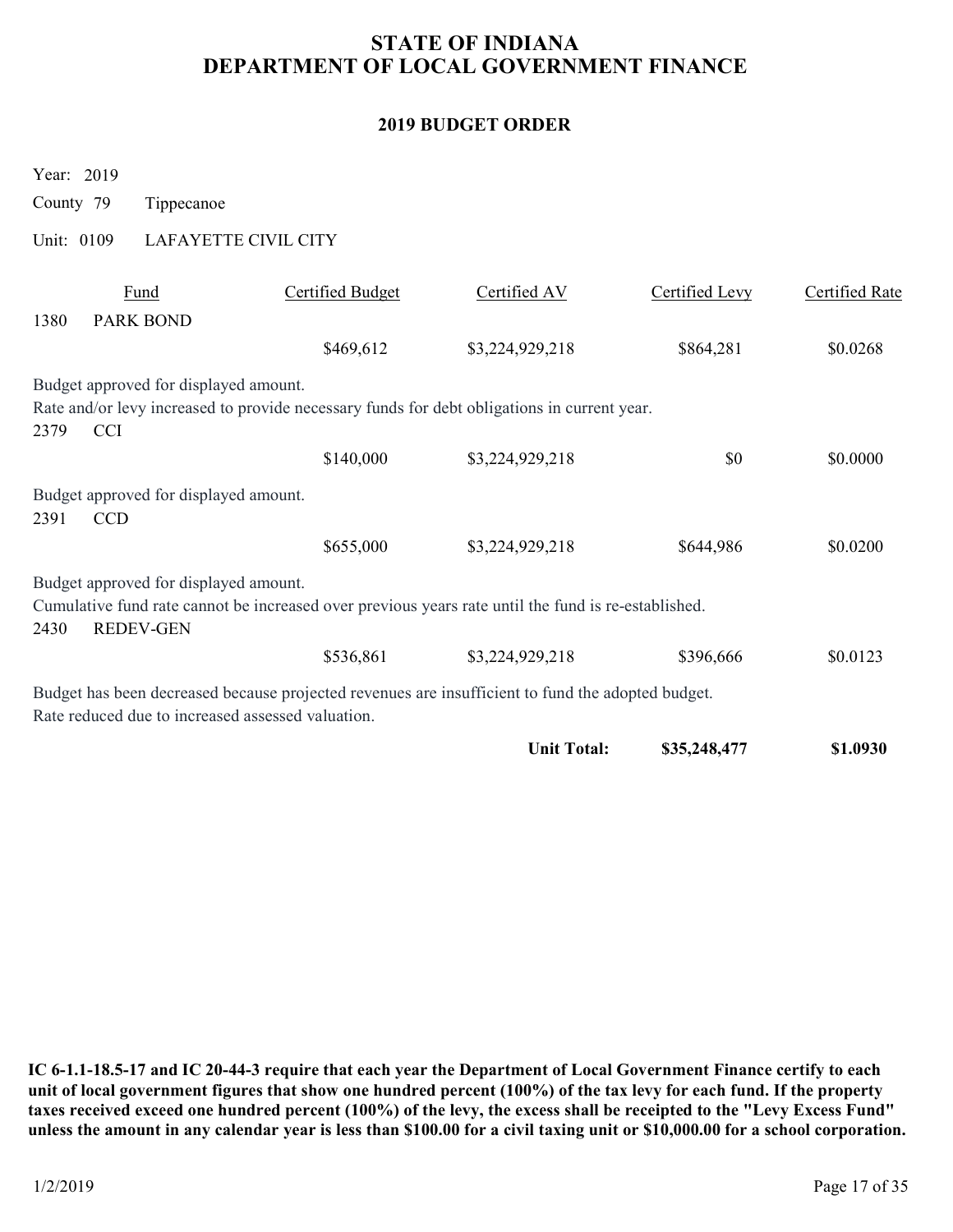# STATE OF INDIANA
# DEPARTMENT OF LOCAL GOVERNMENT FINANCE

## 2019 BUDGET ORDER

Year: 2019

County 79 Tippecanoe

Unit: 0109 LAFAYETTE CIVIL CITY

| Fund | | Certified Budget | Certified AV | Certified Levy | Certified Rate |
|---|---|---|---|---|---|
| 1380 | PARK BOND | | | | |
| | | $469,612 | $3,224,929,218 | $864,281 | $0.0268 |

Budget approved for displayed amount.
Rate and/or levy increased to provide necessary funds for debt obligations in current year.

| Fund | | Certified Budget | Certified AV | Certified Levy | Certified Rate |
|---|---|---|---|---|---|
| 2379 | CCI | | | | |
| | | $140,000 | $3,224,929,218 | $0 | $0.0000 |

Budget approved for displayed amount.

| Fund | | Certified Budget | Certified AV | Certified Levy | Certified Rate |
|---|---|---|---|---|---|
| 2391 | CCD | | | | |
| | | $655,000 | $3,224,929,218 | $644,986 | $0.0200 |

Budget approved for displayed amount.
Cumulative fund rate cannot be increased over previous years rate until the fund is re-established.

| Fund | | Certified Budget | Certified AV | Certified Levy | Certified Rate |
|---|---|---|---|---|---|
| 2430 | REDEV-GEN | | | | |
| | | $536,861 | $3,224,929,218 | $396,666 | $0.0123 |

Budget has been decreased because projected revenues are insufficient to fund the adopted budget.
Rate reduced due to increased assessed valuation.

| | | | | | |
|---|---|---|---|---|---|
| | | | **Unit Total:** | **$35,248,477** | **$1.0930** |

**IC 6-1.1-18.5-17 and IC 20-44-3 require that each year the Department of Local Government Finance certify to each unit of local government figures that show one hundred percent (100%) of the tax levy for each fund. If the property taxes received exceed one hundred percent (100%) of the levy, the excess shall be receipted to the "Levy Excess Fund" unless the amount in any calendar year is less than $100.00 for a civil taxing unit or $10,000.00 for a school corporation.**

1/2/2019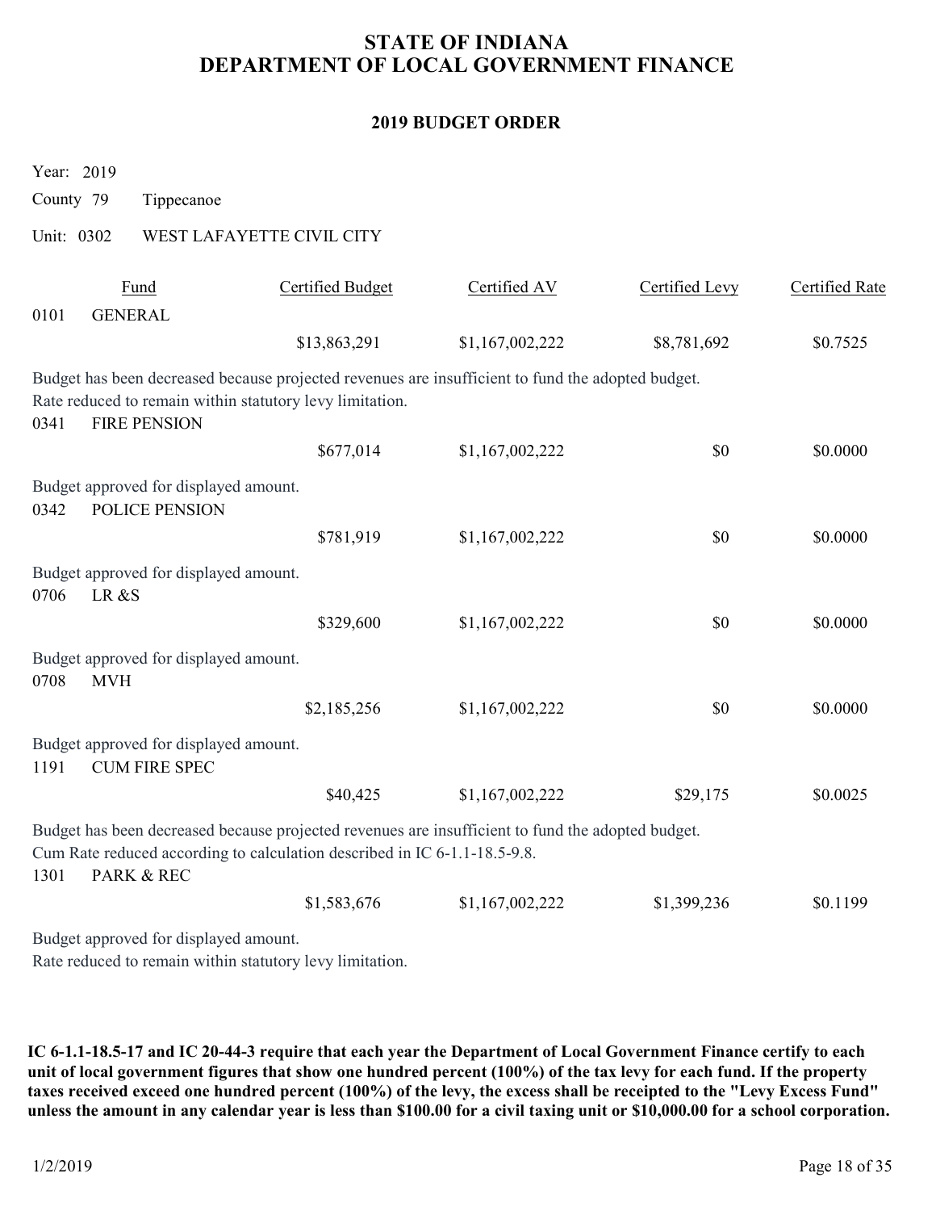# STATE OF INDIANA
# DEPARTMENT OF LOCAL GOVERNMENT FINANCE

## 2019 BUDGET ORDER

Year: 2019

County 79 Tippecanoe

Unit: 0302 WEST LAFAYETTE CIVIL CITY

| | Fund | Certified Budget | Certified AV | Certified Levy | Certified Rate |
|---|---|---|---|---|---|
| 0101 | GENERAL | | | | |
| | | $13,863,291 | $1,167,002,222 | $8,781,692 | $0.7525 |

Budget has been decreased because projected revenues are insufficient to fund the adopted budget.
Rate reduced to remain within statutory levy limitation.

| | Fund | Certified Budget | Certified AV | Certified Levy | Certified Rate |
|---|---|---|---|---|---|
| 0341 | FIRE PENSION | | | | |
| | | $677,014 | $1,167,002,222 | $0 | $0.0000 |

Budget approved for displayed amount.

| | Fund | Certified Budget | Certified AV | Certified Levy | Certified Rate |
|---|---|---|---|---|---|
| 0342 | POLICE PENSION | | | | |
| | | $781,919 | $1,167,002,222 | $0 | $0.0000 |

Budget approved for displayed amount.

| | Fund | Certified Budget | Certified AV | Certified Levy | Certified Rate |
|---|---|---|---|---|---|
| 0706 | LR &S | | | | |
| | | $329,600 | $1,167,002,222 | $0 | $0.0000 |

Budget approved for displayed amount.

| | Fund | Certified Budget | Certified AV | Certified Levy | Certified Rate |
|---|---|---|---|---|---|
| 0708 | MVH | | | | |
| | | $2,185,256 | $1,167,002,222 | $0 | $0.0000 |

Budget approved for displayed amount.

| | Fund | Certified Budget | Certified AV | Certified Levy | Certified Rate |
|---|---|---|---|---|---|
| 1191 | CUM FIRE SPEC | | | | |
| | | $40,425 | $1,167,002,222 | $29,175 | $0.0025 |

Budget has been decreased because projected revenues are insufficient to fund the adopted budget.
Cum Rate reduced according to calculation described in IC 6-1.1-18.5-9.8.

| | Fund | Certified Budget | Certified AV | Certified Levy | Certified Rate |
|---|---|---|---|---|---|
| 1301 | PARK & REC | | | | |
| | | $1,583,676 | $1,167,002,222 | $1,399,236 | $0.1199 |

Budget approved for displayed amount.
Rate reduced to remain within statutory levy limitation.

**IC 6-1.1-18.5-17 and IC 20-44-3 require that each year the Department of Local Government Finance certify to each unit of local government figures that show one hundred percent (100%) of the tax levy for each fund. If the property taxes received exceed one hundred percent (100%) of the levy, the excess shall be receipted to the "Levy Excess Fund" unless the amount in any calendar year is less than $100.00 for a civil taxing unit or $10,000.00 for a school corporation.**

1/2/2019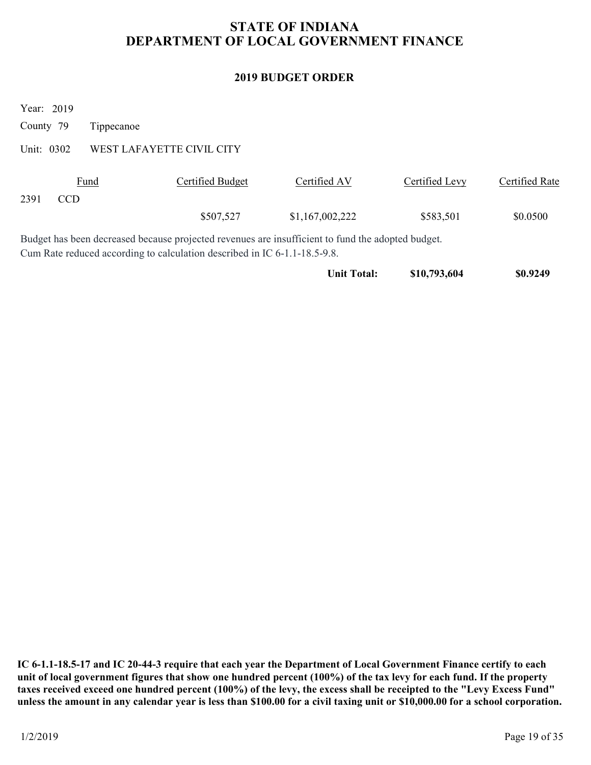# STATE OF INDIANA
# DEPARTMENT OF LOCAL GOVERNMENT FINANCE

## 2019 BUDGET ORDER

Year: 2019

County 79 Tippecanoe

Unit: 0302 WEST LAFAYETTE CIVIL CITY

| Fund | Certified Budget | Certified AV | Certified Levy | Certified Rate |
|---|---|---|---|---|
| 2391 CCD | | | | |
| | $507,527 | $1,167,002,222 | $583,501 | $0.0500 |

Budget has been decreased because projected revenues are insufficient to fund the adopted budget.
Cum Rate reduced according to calculation described in IC 6-1.1-18.5-9.8.

| | | **Unit Total:** | **$10,793,604** | **$0.9249** |
|---|---|---|---|---|

**IC 6-1.1-18.5-17 and IC 20-44-3 require that each year the Department of Local Government Finance certify to each unit of local government figures that show one hundred percent (100%) of the tax levy for each fund. If the property taxes received exceed one hundred percent (100%) of the levy, the excess shall be receipted to the "Levy Excess Fund" unless the amount in any calendar year is less than $100.00 for a civil taxing unit or $10,000.00 for a school corporation.**

1/2/2019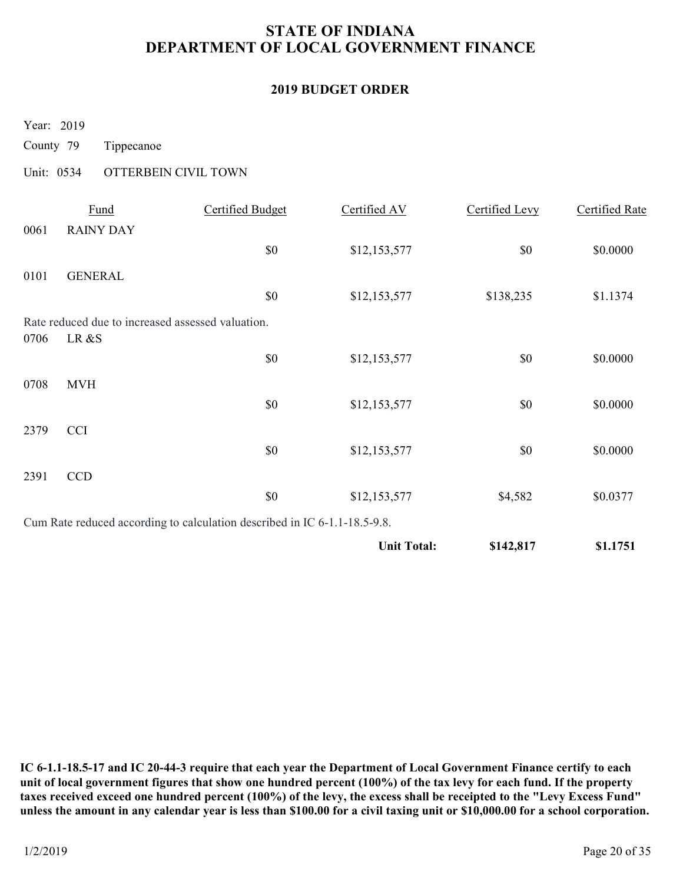# STATE OF INDIANA
# DEPARTMENT OF LOCAL GOVERNMENT FINANCE

## 2019 BUDGET ORDER

Year: 2019

County 79 Tippecanoe

Unit: 0534 OTTERBEIN CIVIL TOWN

| | Fund | Certified Budget | Certified AV | Certified Levy | Certified Rate |
|---|---|---|---|---|---|
| 0061 | RAINY DAY | | | | |
| | | $0 | $12,153,577 | $0 | $0.0000 |
| 0101 | GENERAL | | | | |
| | | $0 | $12,153,577 | $138,235 | $1.1374 |
| | Rate reduced due to increased assessed valuation. | | | | |
| 0706 | LR &S | | | | |
| | | $0 | $12,153,577 | $0 | $0.0000 |
| 0708 | MVH | | | | |
| | | $0 | $12,153,577 | $0 | $0.0000 |
| 2379 | CCI | | | | |
| | | $0 | $12,153,577 | $0 | $0.0000 |
| 2391 | CCD | | | | |
| | | $0 | $12,153,577 | $4,582 | $0.0377 |
| | Cum Rate reduced according to calculation described in IC 6-1.1-18.5-9.8. | | | | |
| | | | **Unit Total:** | **$142,817** | **$1.1751** |

**IC 6-1.1-18.5-17 and IC 20-44-3 require that each year the Department of Local Government Finance certify to each unit of local government figures that show one hundred percent (100%) of the tax levy for each fund. If the property taxes received exceed one hundred percent (100%) of the levy, the excess shall be receipted to the "Levy Excess Fund" unless the amount in any calendar year is less than $100.00 for a civil taxing unit or $10,000.00 for a school corporation.**

1/2/2019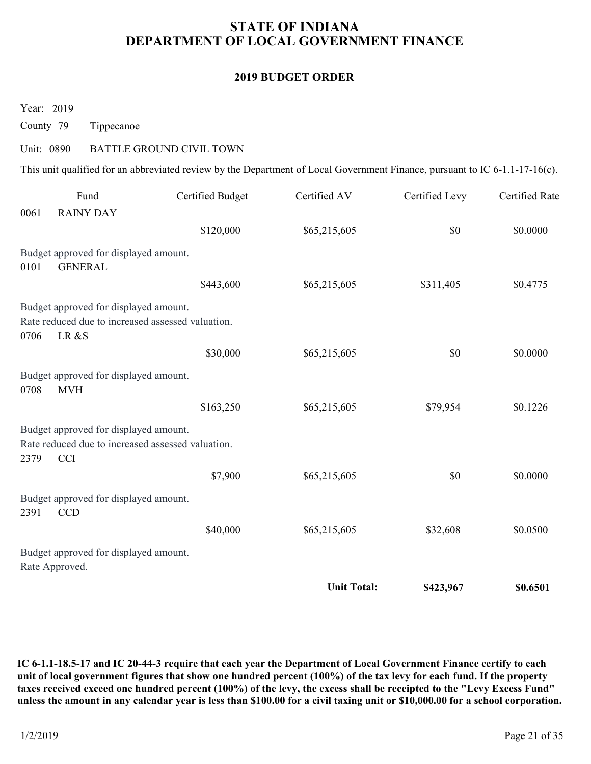# STATE OF INDIANA
# DEPARTMENT OF LOCAL GOVERNMENT FINANCE

## 2019 BUDGET ORDER

Year: 2019

County 79 Tippecanoe

Unit: 0890 BATTLE GROUND CIVIL TOWN

This unit qualified for an abbreviated review by the Department of Local Government Finance, pursuant to IC 6-1.1-17-16(c).

| | Fund | Certified Budget | Certified AV | Certified Levy | Certified Rate |
|---|---|---|---|---|---|
| 0061 | RAINY DAY | | | | |
| | | $120,000 | $65,215,605 | $0 | $0.0000 |
| | Budget approved for displayed amount. | | | | |
| 0101 | GENERAL | | | | |
| | | $443,600 | $65,215,605 | $311,405 | $0.4775 |
| | Budget approved for displayed amount. Rate reduced due to increased assessed valuation. | | | | |
| 0706 | LR &S | | | | |
| | | $30,000 | $65,215,605 | $0 | $0.0000 |
| | Budget approved for displayed amount. | | | | |
| 0708 | MVH | | | | |
| | | $163,250 | $65,215,605 | $79,954 | $0.1226 |
| | Budget approved for displayed amount. Rate reduced due to increased assessed valuation. | | | | |
| 2379 | CCI | | | | |
| | | $7,900 | $65,215,605 | $0 | $0.0000 |
| | Budget approved for displayed amount. | | | | |
| 2391 | CCD | | | | |
| | | $40,000 | $65,215,605 | $32,608 | $0.0500 |
| | Budget approved for displayed amount. Rate Approved. | | | | |
| | | | **Unit Total:** | **$423,967** | **$0.6501** |

**IC 6-1.1-18.5-17 and IC 20-44-3 require that each year the Department of Local Government Finance certify to each unit of local government figures that show one hundred percent (100%) of the tax levy for each fund. If the property taxes received exceed one hundred percent (100%) of the levy, the excess shall be receipted to the "Levy Excess Fund" unless the amount in any calendar year is less than $100.00 for a civil taxing unit or $10,000.00 for a school corporation.**

1/2/2019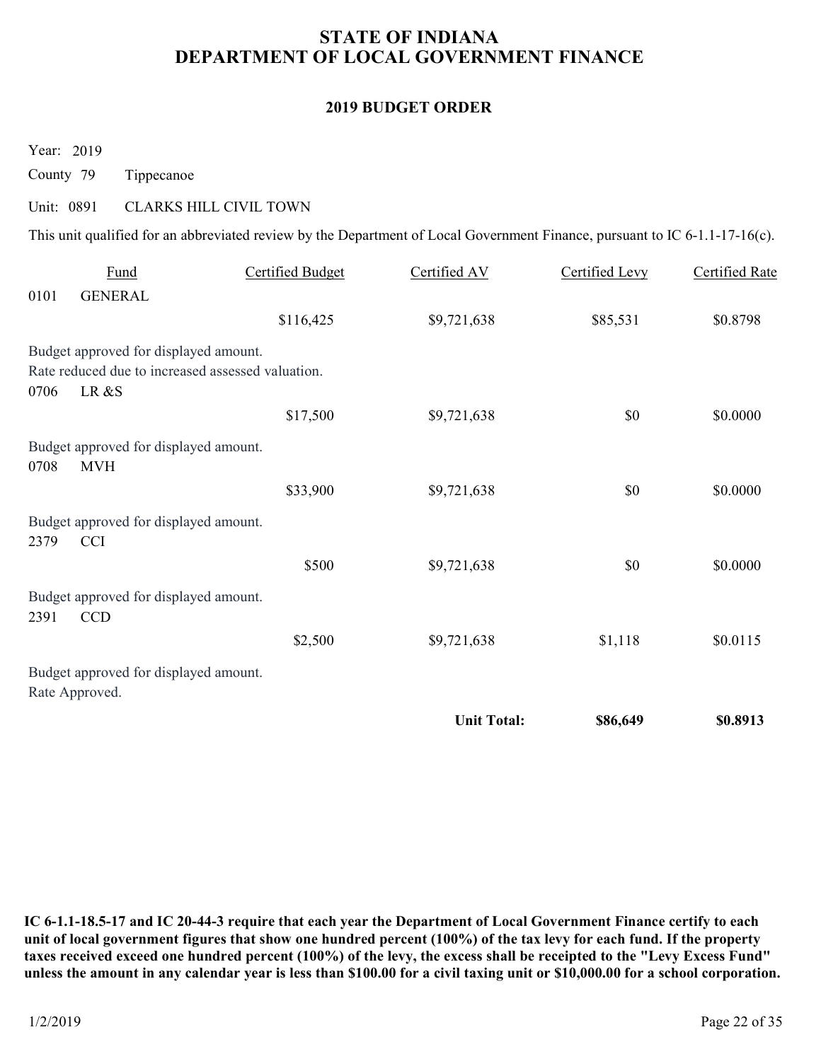# STATE OF INDIANA
# DEPARTMENT OF LOCAL GOVERNMENT FINANCE

## 2019 BUDGET ORDER

Year: 2019

County 79 Tippecanoe

Unit: 0891 CLARKS HILL CIVIL TOWN

This unit qualified for an abbreviated review by the Department of Local Government Finance, pursuant to IC 6-1.1-17-16(c).

| Fund | | Certified Budget | Certified AV | Certified Levy | Certified Rate |
|---|---|---|---|---|---|
| 0101 | GENERAL | | | | |
| | | $116,425 | $9,721,638 | $85,531 | $0.8798 |
| Budget approved for displayed amount. Rate reduced due to increased assessed valuation. | | | | | |
| 0706 | LR &S | | | | |
| | | $17,500 | $9,721,638 | $0 | $0.0000 |
| Budget approved for displayed amount. | | | | | |
| 0708 | MVH | | | | |
| | | $33,900 | $9,721,638 | $0 | $0.0000 |
| Budget approved for displayed amount. | | | | | |
| 2379 | CCI | | | | |
| | | $500 | $9,721,638 | $0 | $0.0000 |
| Budget approved for displayed amount. | | | | | |
| 2391 | CCD | | | | |
| | | $2,500 | $9,721,638 | $1,118 | $0.0115 |
| Budget approved for displayed amount. Rate Approved. | | | | | |
| | | | **Unit Total:** | **$86,649** | **$0.8913** |

**IC 6-1.1-18.5-17 and IC 20-44-3 require that each year the Department of Local Government Finance certify to each unit of local government figures that show one hundred percent (100%) of the tax levy for each fund. If the property taxes received exceed one hundred percent (100%) of the levy, the excess shall be receipted to the "Levy Excess Fund" unless the amount in any calendar year is less than $100.00 for a civil taxing unit or $10,000.00 for a school corporation.**

1/2/2019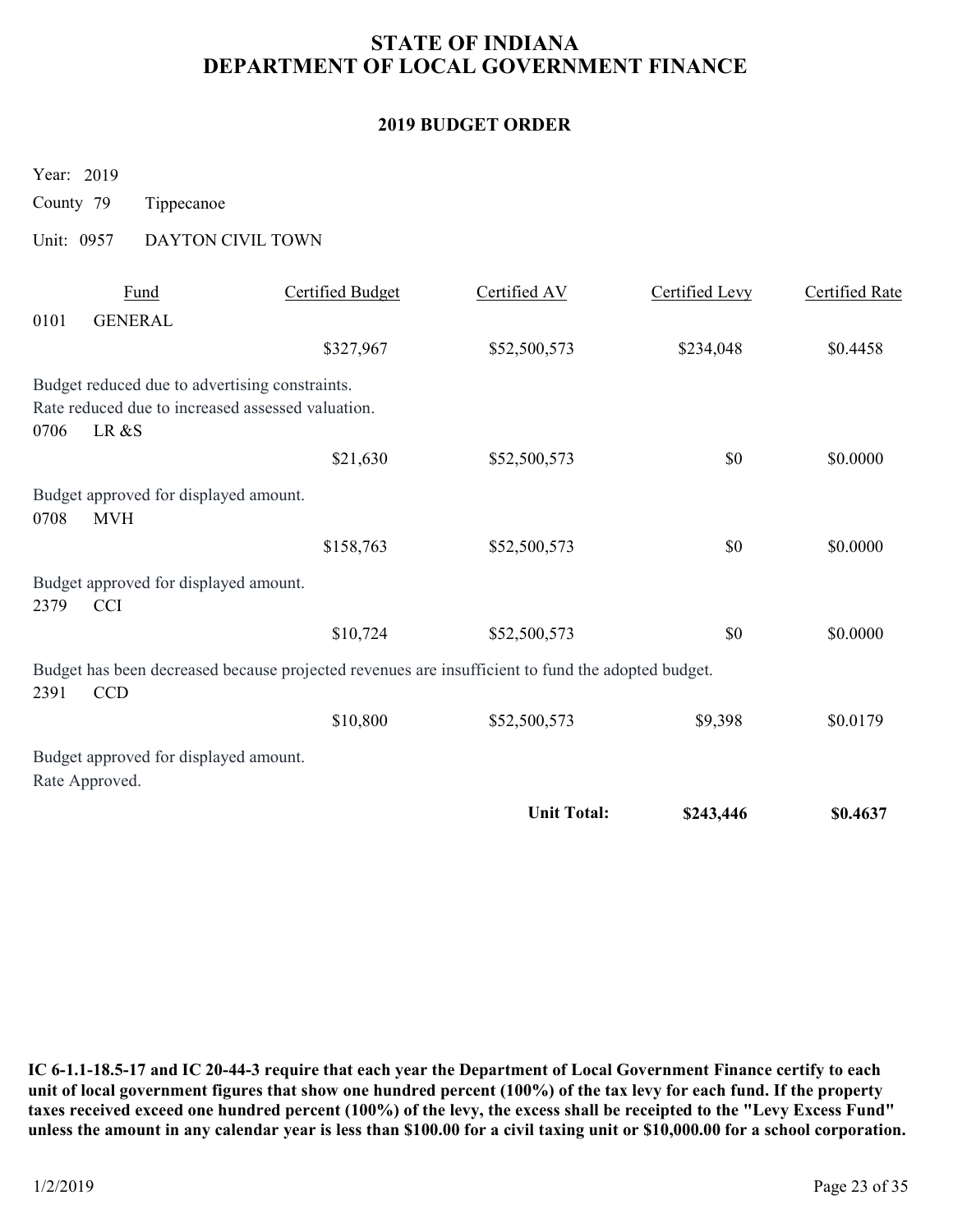# STATE OF INDIANA
# DEPARTMENT OF LOCAL GOVERNMENT FINANCE

## 2019 BUDGET ORDER

Year: 2019

County 79 Tippecanoe

Unit: 0957 DAYTON CIVIL TOWN

| Fund | | Certified Budget | Certified AV | Certified Levy | Certified Rate |
|---|---|---|---|---|---|
| 0101 | GENERAL | | | | |
| | | $327,967 | $52,500,573 | $234,048 | $0.4458 |

Budget reduced due to advertising constraints.
Rate reduced due to increased assessed valuation.

| Fund | | Certified Budget | Certified AV | Certified Levy | Certified Rate |
|---|---|---|---|---|---|
| 0706 | LR &S | | | | |
| | | $21,630 | $52,500,573 | $0 | $0.0000 |

Budget approved for displayed amount.

| Fund | | Certified Budget | Certified AV | Certified Levy | Certified Rate |
|---|---|---|---|---|---|
| 0708 | MVH | | | | |
| | | $158,763 | $52,500,573 | $0 | $0.0000 |

Budget approved for displayed amount.

| Fund | | Certified Budget | Certified AV | Certified Levy | Certified Rate |
|---|---|---|---|---|---|
| 2379 | CCI | | | | |
| | | $10,724 | $52,500,573 | $0 | $0.0000 |

Budget has been decreased because projected revenues are insufficient to fund the adopted budget.

| Fund | | Certified Budget | Certified AV | Certified Levy | Certified Rate |
|---|---|---|---|---|---|
| 2391 | CCD | | | | |
| | | $10,800 | $52,500,573 | $9,398 | $0.0179 |

Budget approved for displayed amount.
Rate Approved.

| | | | | | |
|---|---|---|---|---|---|
| | | | **Unit Total:** | **$243,446** | **$0.4637** |

**IC 6-1.1-18.5-17 and IC 20-44-3 require that each year the Department of Local Government Finance certify to each unit of local government figures that show one hundred percent (100%) of the tax levy for each fund. If the property taxes received exceed one hundred percent (100%) of the levy, the excess shall be receipted to the "Levy Excess Fund" unless the amount in any calendar year is less than $100.00 for a civil taxing unit or $10,000.00 for a school corporation.**

1/2/2019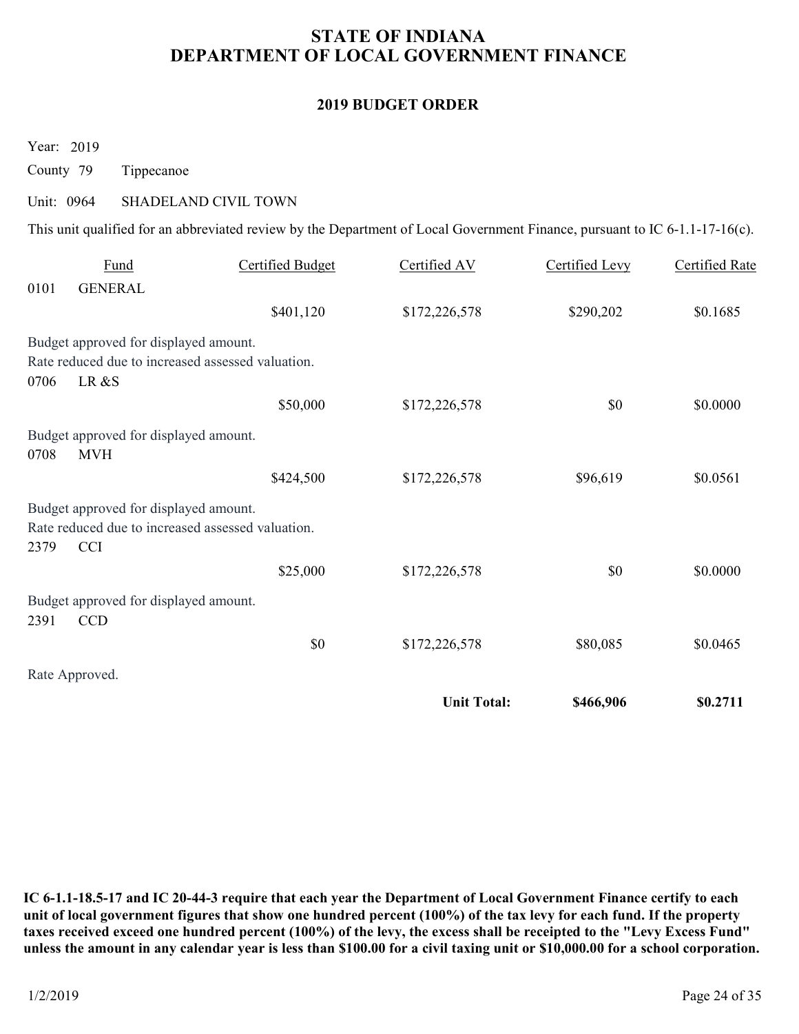# STATE OF INDIANA
# DEPARTMENT OF LOCAL GOVERNMENT FINANCE

## 2019 BUDGET ORDER

Year: 2019

County 79 Tippecanoe

Unit: 0964 SHADELAND CIVIL TOWN

This unit qualified for an abbreviated review by the Department of Local Government Finance, pursuant to IC 6-1.1-17-16(c).

| Fund | | Certified Budget | Certified AV | Certified Levy | Certified Rate |
|---|---|---|---|---|---|
| 0101 | GENERAL | | | | |
| | | $401,120 | $172,226,578 | $290,202 | $0.1685 |

Budget approved for displayed amount.
Rate reduced due to increased assessed valuation.

| Fund | | Certified Budget | Certified AV | Certified Levy | Certified Rate |
|---|---|---|---|---|---|
| 0706 | LR &S | | | | |
| | | $50,000 | $172,226,578 | $0 | $0.0000 |

Budget approved for displayed amount.

| Fund | | Certified Budget | Certified AV | Certified Levy | Certified Rate |
|---|---|---|---|---|---|
| 0708 | MVH | | | | |
| | | $424,500 | $172,226,578 | $96,619 | $0.0561 |

Budget approved for displayed amount.
Rate reduced due to increased assessed valuation.

| Fund | | Certified Budget | Certified AV | Certified Levy | Certified Rate |
|---|---|---|---|---|---|
| 2379 | CCI | | | | |
| | | $25,000 | $172,226,578 | $0 | $0.0000 |

Budget approved for displayed amount.

| Fund | | Certified Budget | Certified AV | Certified Levy | Certified Rate |
|---|---|---|---|---|---|
| 2391 | CCD | | | | |
| | | $0 | $172,226,578 | $80,085 | $0.0465 |

Rate Approved.

| | | | | Certified Levy | Certified Rate |
|---|---|---|---|---|---|
| | | | **Unit Total:** | **$466,906** | **$0.2711** |

**IC 6-1.1-18.5-17 and IC 20-44-3 require that each year the Department of Local Government Finance certify to each unit of local government figures that show one hundred percent (100%) of the tax levy for each fund. If the property taxes received exceed one hundred percent (100%) of the levy, the excess shall be receipted to the "Levy Excess Fund" unless the amount in any calendar year is less than $100.00 for a civil taxing unit or $10,000.00 for a school corporation.**

1/2/2019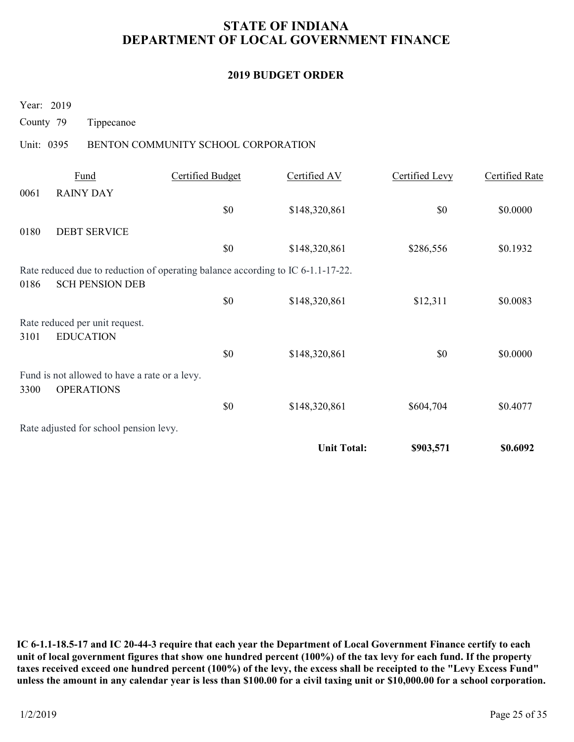# STATE OF INDIANA
# DEPARTMENT OF LOCAL GOVERNMENT FINANCE

## 2019 BUDGET ORDER

Year: 2019

County 79 Tippecanoe

Unit: 0395 BENTON COMMUNITY SCHOOL CORPORATION

| Fund | | Certified Budget | Certified AV | Certified Levy | Certified Rate |
|---|---|---|---|---|---|
| 0061 | RAINY DAY | | | | |
| | | $0 | $148,320,861 | $0 | $0.0000 |
| 0180 | DEBT SERVICE | | | | |
| | | $0 | $148,320,861 | $286,556 | $0.1932 |
| Rate reduced due to reduction of operating balance according to IC 6-1.1-17-22. | | | | | |
| 0186 | SCH PENSION DEB | | | | |
| | | $0 | $148,320,861 | $12,311 | $0.0083 |
| Rate reduced per unit request. | | | | | |
| 3101 | EDUCATION | | | | |
| | | $0 | $148,320,861 | $0 | $0.0000 |
| Fund is not allowed to have a rate or a levy. | | | | | |
| 3300 | OPERATIONS | | | | |
| | | $0 | $148,320,861 | $604,704 | $0.4077 |
| Rate adjusted for school pension levy. | | | | | |
| | | | **Unit Total:** | **$903,571** | **$0.6092** |

**IC 6-1.1-18.5-17 and IC 20-44-3 require that each year the Department of Local Government Finance certify to each unit of local government figures that show one hundred percent (100%) of the tax levy for each fund. If the property taxes received exceed one hundred percent (100%) of the levy, the excess shall be receipted to the "Levy Excess Fund" unless the amount in any calendar year is less than $100.00 for a civil taxing unit or $10,000.00 for a school corporation.**

1/2/2019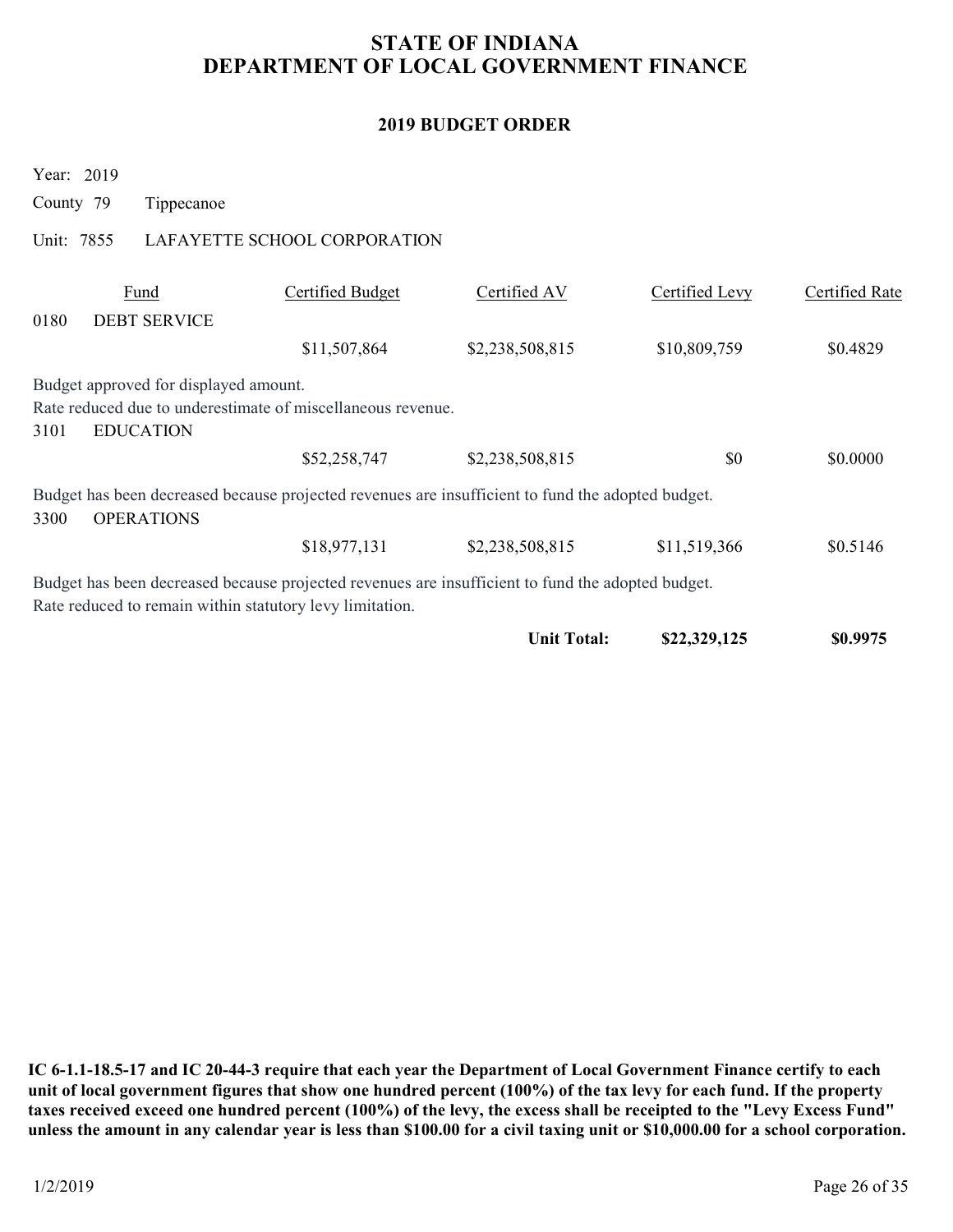# STATE OF INDIANA
# DEPARTMENT OF LOCAL GOVERNMENT FINANCE

## 2019 BUDGET ORDER

Year: 2019

County 79 Tippecanoe

Unit: 7855 LAFAYETTE SCHOOL CORPORATION

| Fund | | Certified Budget | Certified AV | Certified Levy | Certified Rate |
|---|---|---|---|---|---|
| 0180 | DEBT SERVICE | | | | |
| | | $11,507,864 | $2,238,508,815 | $10,809,759 | $0.4829 |

Budget approved for displayed amount.
Rate reduced due to underestimate of miscellaneous revenue.

| Fund | | Certified Budget | Certified AV | Certified Levy | Certified Rate |
|---|---|---|---|---|---|
| 3101 | EDUCATION | | | | |
| | | $52,258,747 | $2,238,508,815 | $0 | $0.0000 |

Budget has been decreased because projected revenues are insufficient to fund the adopted budget.

| Fund | | Certified Budget | Certified AV | Certified Levy | Certified Rate |
|---|---|---|---|---|---|
| 3300 | OPERATIONS | | | | |
| | | $18,977,131 | $2,238,508,815 | $11,519,366 | $0.5146 |

Budget has been decreased because projected revenues are insufficient to fund the adopted budget.
Rate reduced to remain within statutory levy limitation.

| | | | Unit Total: | $22,329,125 | $0.9975 |
|---|---|---|---|---|---|

**IC 6-1.1-18.5-17 and IC 20-44-3 require that each year the Department of Local Government Finance certify to each unit of local government figures that show one hundred percent (100%) of the tax levy for each fund. If the property taxes received exceed one hundred percent (100%) of the levy, the excess shall be receipted to the "Levy Excess Fund" unless the amount in any calendar year is less than $100.00 for a civil taxing unit or $10,000.00 for a school corporation.**

1/2/2019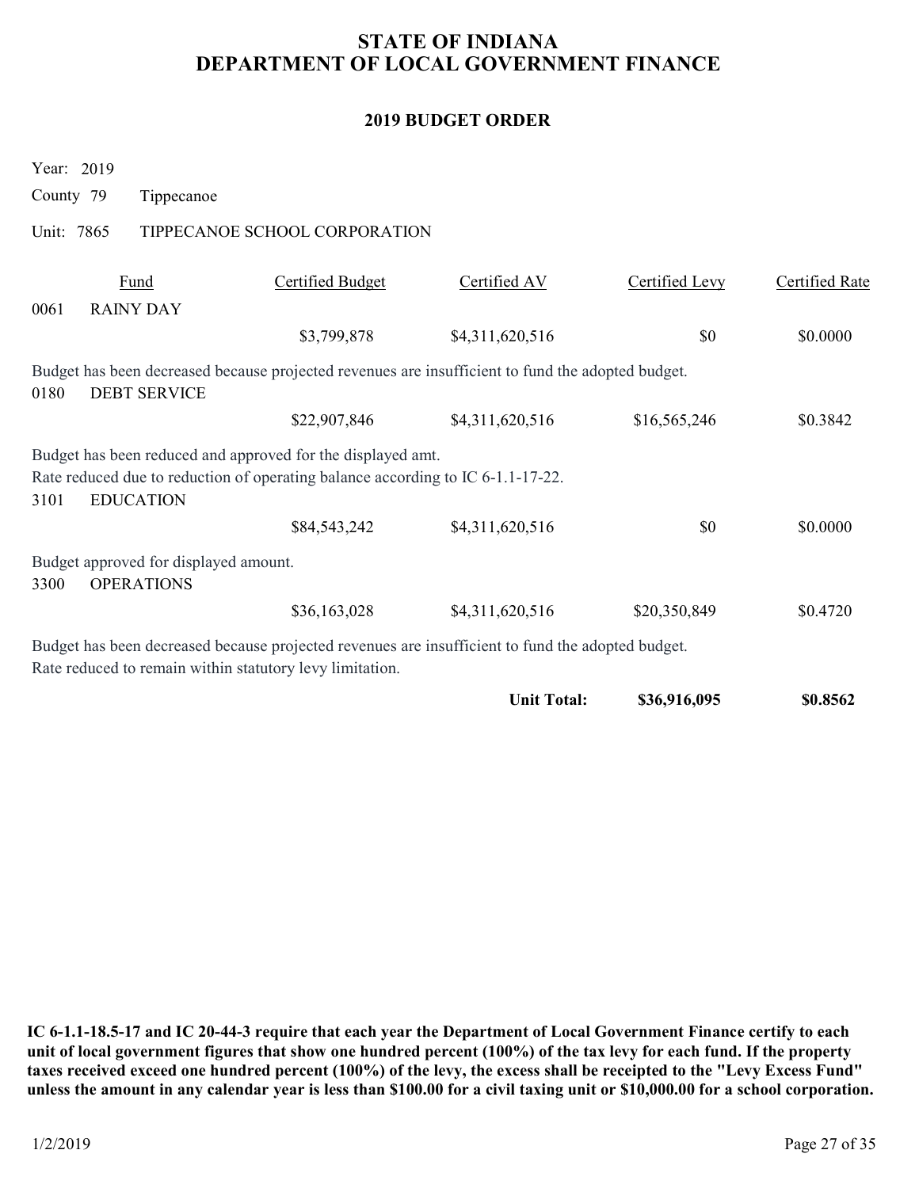# STATE OF INDIANA
# DEPARTMENT OF LOCAL GOVERNMENT FINANCE

## 2019 BUDGET ORDER

Year: 2019

County 79 Tippecanoe

Unit: 7865 TIPPECANOE SCHOOL CORPORATION

| Fund | | Certified Budget | Certified AV | Certified Levy | Certified Rate |
|---|---|---|---|---|---|
| 0061 | RAINY DAY | | | | |
| | | $3,799,878 | $4,311,620,516 | $0 | $0.0000 |

Budget has been decreased because projected revenues are insufficient to fund the adopted budget.

| Fund | | Certified Budget | Certified AV | Certified Levy | Certified Rate |
|---|---|---|---|---|---|
| 0180 | DEBT SERVICE | | | | |
| | | $22,907,846 | $4,311,620,516 | $16,565,246 | $0.3842 |

Budget has been reduced and approved for the displayed amt.
Rate reduced due to reduction of operating balance according to IC 6-1.1-17-22.

| Fund | | Certified Budget | Certified AV | Certified Levy | Certified Rate |
|---|---|---|---|---|---|
| 3101 | EDUCATION | | | | |
| | | $84,543,242 | $4,311,620,516 | $0 | $0.0000 |

Budget approved for displayed amount.

| Fund | | Certified Budget | Certified AV | Certified Levy | Certified Rate |
|---|---|---|---|---|---|
| 3300 | OPERATIONS | | | | |
| | | $36,163,028 | $4,311,620,516 | $20,350,849 | $0.4720 |

Budget has been decreased because projected revenues are insufficient to fund the adopted budget.
Rate reduced to remain within statutory levy limitation.

| | | | | Certified Levy | Certified Rate |
|---|---|---|---|---|---|
| | | | **Unit Total:** | **$36,916,095** | **$0.8562** |

**IC 6-1.1-18.5-17 and IC 20-44-3 require that each year the Department of Local Government Finance certify to each unit of local government figures that show one hundred percent (100%) of the tax levy for each fund. If the property taxes received exceed one hundred percent (100%) of the levy, the excess shall be receipted to the "Levy Excess Fund" unless the amount in any calendar year is less than $100.00 for a civil taxing unit or $10,000.00 for a school corporation.**

1/2/2019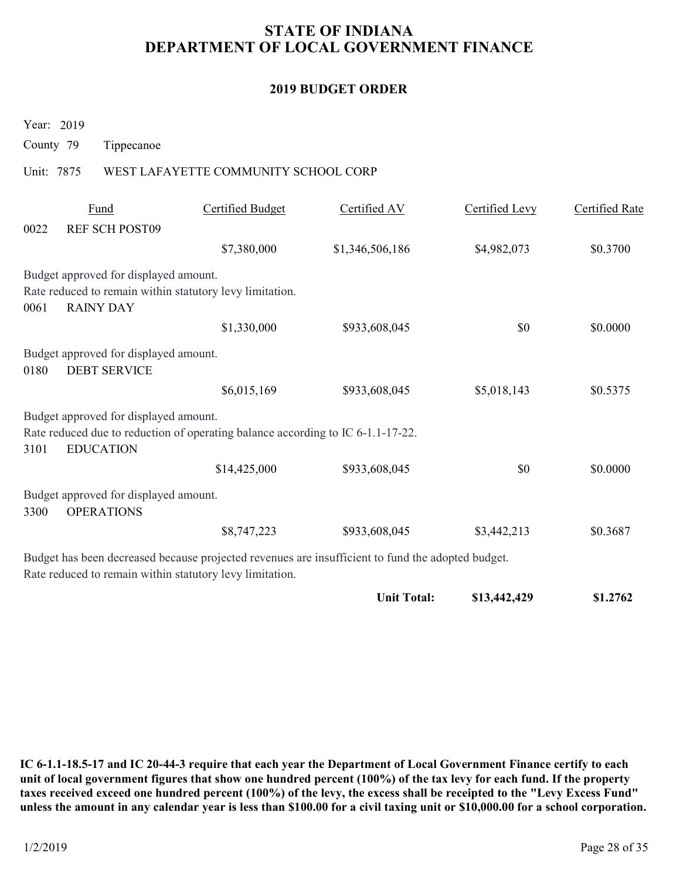# STATE OF INDIANA
# DEPARTMENT OF LOCAL GOVERNMENT FINANCE

## 2019 BUDGET ORDER

Year: 2019

County 79 Tippecanoe

Unit: 7875 WEST LAFAYETTE COMMUNITY SCHOOL CORP

| Fund | | Certified Budget | Certified AV | Certified Levy | Certified Rate |
|---|---|---|---|---|---|
| 0022 | REF SCH POST09 | $7,380,000 | $1,346,506,186 | $4,982,073 | $0.3700 |

Budget approved for displayed amount.
Rate reduced to remain within statutory levy limitation.

| Fund | | Certified Budget | Certified AV | Certified Levy | Certified Rate |
|---|---|---|---|---|---|
| 0061 | RAINY DAY | $1,330,000 | $933,608,045 | $0 | $0.0000 |

Budget approved for displayed amount.

| Fund | | Certified Budget | Certified AV | Certified Levy | Certified Rate |
|---|---|---|---|---|---|
| 0180 | DEBT SERVICE | $6,015,169 | $933,608,045 | $5,018,143 | $0.5375 |

Budget approved for displayed amount.
Rate reduced due to reduction of operating balance according to IC 6-1.1-17-22.

| Fund | | Certified Budget | Certified AV | Certified Levy | Certified Rate |
|---|---|---|---|---|---|
| 3101 | EDUCATION | $14,425,000 | $933,608,045 | $0 | $0.0000 |

Budget approved for displayed amount.

| Fund | | Certified Budget | Certified AV | Certified Levy | Certified Rate |
|---|---|---|---|---|---|
| 3300 | OPERATIONS | $8,747,223 | $933,608,045 | $3,442,213 | $0.3687 |

Budget has been decreased because projected revenues are insufficient to fund the adopted budget.
Rate reduced to remain within statutory levy limitation.

| | | | **Unit Total:** | **$13,442,429** | **$1.2762** |
|---|---|---|---|---|---|

**IC 6-1.1-18.5-17 and IC 20-44-3 require that each year the Department of Local Government Finance certify to each unit of local government figures that show one hundred percent (100%) of the tax levy for each fund. If the property taxes received exceed one hundred percent (100%) of the levy, the excess shall be receipted to the "Levy Excess Fund" unless the amount in any calendar year is less than $100.00 for a civil taxing unit or $10,000.00 for a school corporation.**

1/2/2019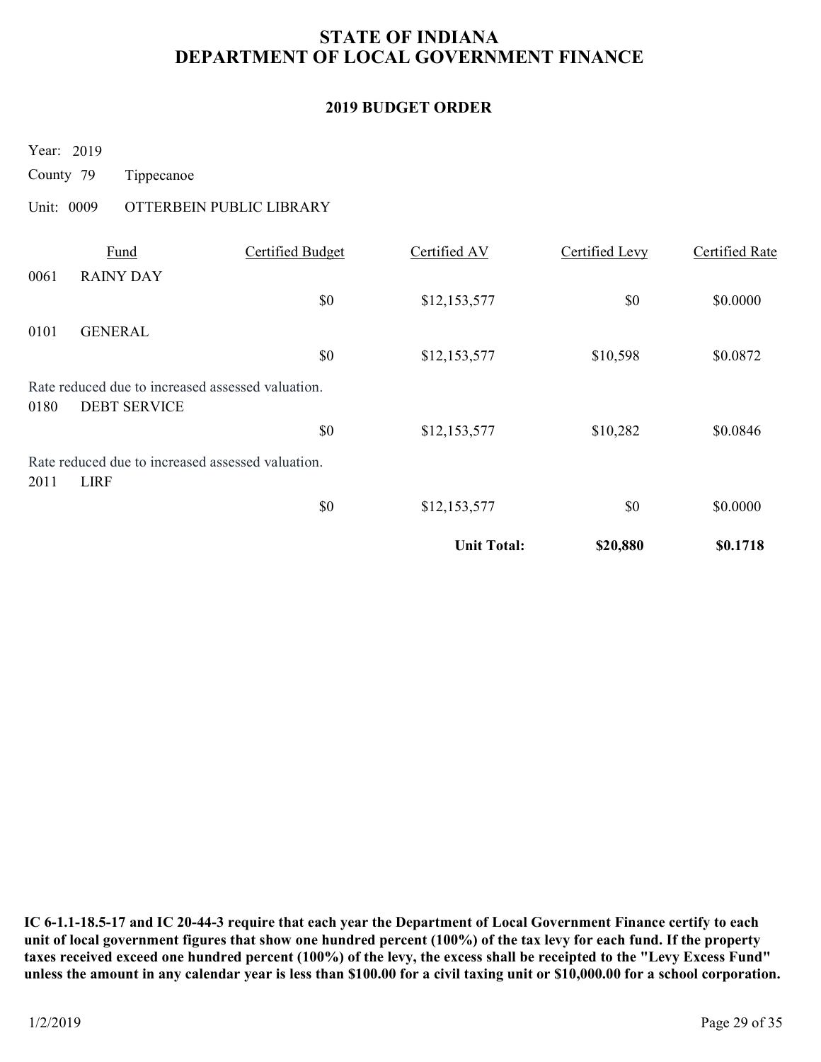# STATE OF INDIANA
# DEPARTMENT OF LOCAL GOVERNMENT FINANCE

## 2019 BUDGET ORDER

Year: 2019

County 79 Tippecanoe

Unit: 0009 OTTERBEIN PUBLIC LIBRARY

| Fund | | Certified Budget | Certified AV | Certified Levy | Certified Rate |
|---|---|---|---|---|---|
| 0061 | RAINY DAY | | | | |
| | | $0 | $12,153,577 | $0 | $0.0000 |
| 0101 | GENERAL | | | | |
| | | $0 | $12,153,577 | $10,598 | $0.0872 |
| Rate reduced due to increased assessed valuation. | | | | | |
| 0180 | DEBT SERVICE | | | | |
| | | $0 | $12,153,577 | $10,282 | $0.0846 |
| Rate reduced due to increased assessed valuation. | | | | | |
| 2011 | LIRF | | | | |
| | | $0 | $12,153,577 | $0 | $0.0000 |
| | | | **Unit Total:** | **$20,880** | **$0.1718** |

**IC 6-1.1-18.5-17 and IC 20-44-3 require that each year the Department of Local Government Finance certify to each unit of local government figures that show one hundred percent (100%) of the tax levy for each fund. If the property taxes received exceed one hundred percent (100%) of the levy, the excess shall be receipted to the "Levy Excess Fund" unless the amount in any calendar year is less than $100.00 for a civil taxing unit or $10,000.00 for a school corporation.**

1/2/2019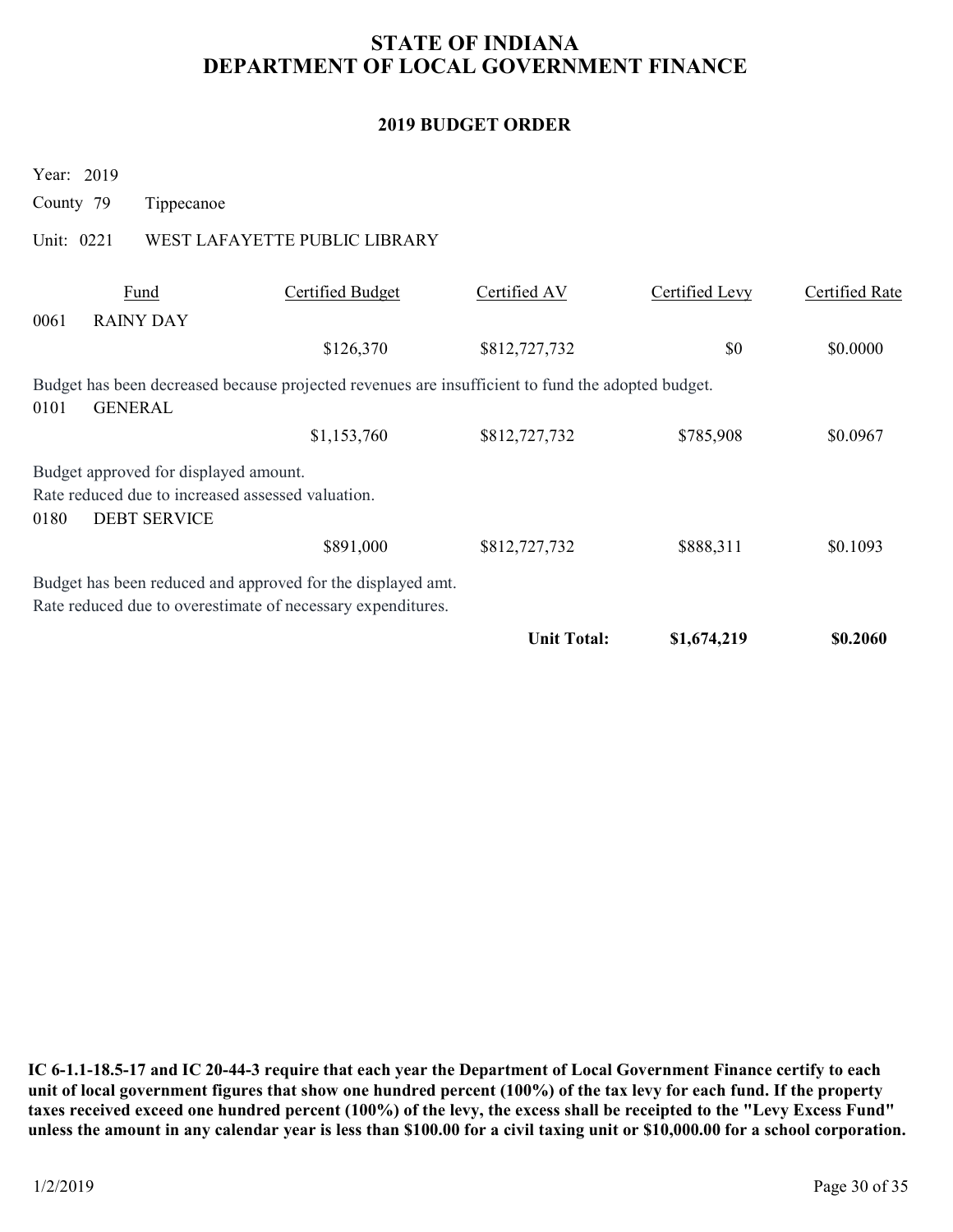# STATE OF INDIANA
# DEPARTMENT OF LOCAL GOVERNMENT FINANCE

## 2019 BUDGET ORDER

Year: 2019

County 79 Tippecanoe

Unit: 0221 WEST LAFAYETTE PUBLIC LIBRARY

| Fund | | Certified Budget | Certified AV | Certified Levy | Certified Rate |
|---|---|---|---|---|---|
| 0061 | RAINY DAY | | | | |
| | | $126,370 | $812,727,732 | $0 | $0.0000 |
| Budget has been decreased because projected revenues are insufficient to fund the adopted budget. | | | | | |
| 0101 | GENERAL | | | | |
| | | $1,153,760 | $812,727,732 | $785,908 | $0.0967 |
| Budget approved for displayed amount. Rate reduced due to increased assessed valuation. | | | | | |
| 0180 | DEBT SERVICE | | | | |
| | | $891,000 | $812,727,732 | $888,311 | $0.1093 |
| Budget has been reduced and approved for the displayed amt. Rate reduced due to overestimate of necessary expenditures. | | | | | |
| | | | **Unit Total:** | **$1,674,219** | **$0.2060** |

**IC 6-1.1-18.5-17 and IC 20-44-3 require that each year the Department of Local Government Finance certify to each unit of local government figures that show one hundred percent (100%) of the tax levy for each fund. If the property taxes received exceed one hundred percent (100%) of the levy, the excess shall be receipted to the "Levy Excess Fund" unless the amount in any calendar year is less than $100.00 for a civil taxing unit or $10,000.00 for a school corporation.**

1/2/2019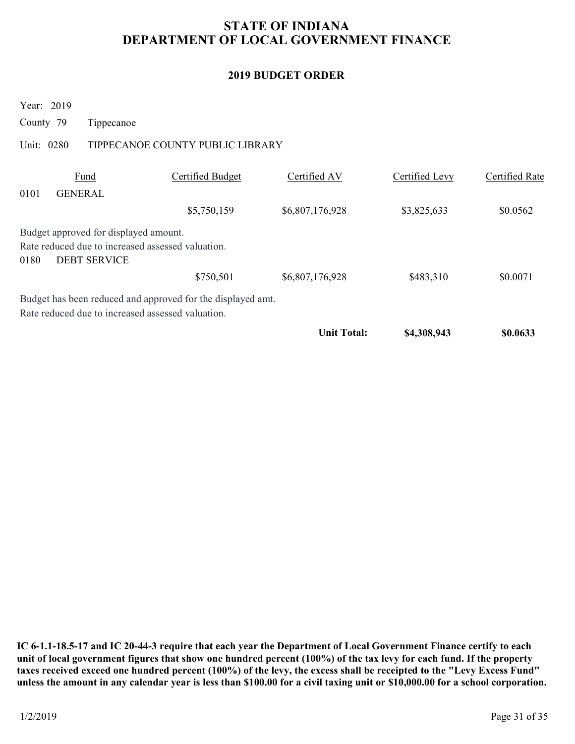# STATE OF INDIANA
# DEPARTMENT OF LOCAL GOVERNMENT FINANCE

## 2019 BUDGET ORDER

Year: 2019

County 79 Tippecanoe

Unit: 0280 TIPPECANOE COUNTY PUBLIC LIBRARY

| Fund | | Certified Budget | Certified AV | Certified Levy | Certified Rate |
|---|---|---|---|---|---|
| 0101 | GENERAL | | | | |
| | | $5,750,159 | $6,807,176,928 | $3,825,633 | $0.0562 |
| | Budget approved for displayed amount. | | | | |
| | Rate reduced due to increased assessed valuation. | | | | |
| 0180 | DEBT SERVICE | | | | |
| | | $750,501 | $6,807,176,928 | $483,310 | $0.0071 |
| | Budget has been reduced and approved for the displayed amt. | | | | |
| | Rate reduced due to increased assessed valuation. | | | | |
| | | | **Unit Total:** | **$4,308,943** | **$0.0633** |

**IC 6-1.1-18.5-17 and IC 20-44-3 require that each year the Department of Local Government Finance certify to each unit of local government figures that show one hundred percent (100%) of the tax levy for each fund. If the property taxes received exceed one hundred percent (100%) of the levy, the excess shall be receipted to the "Levy Excess Fund" unless the amount in any calendar year is less than $100.00 for a civil taxing unit or $10,000.00 for a school corporation.**

1/2/2019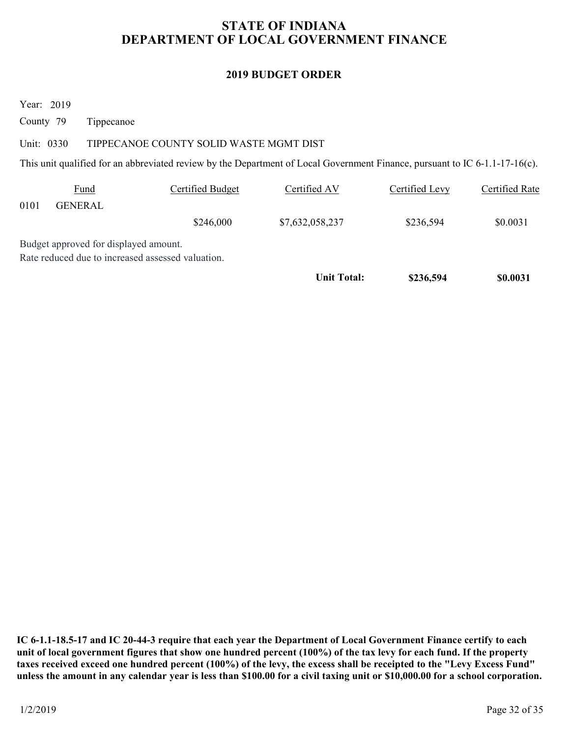# STATE OF INDIANA
# DEPARTMENT OF LOCAL GOVERNMENT FINANCE

## 2019 BUDGET ORDER

Year: 2019

County 79 Tippecanoe

Unit: 0330 TIPPECANOE COUNTY SOLID WASTE MGMT DIST

This unit qualified for an abbreviated review by the Department of Local Government Finance, pursuant to IC 6-1.1-17-16(c).

| Fund | | Certified Budget | Certified AV | Certified Levy | Certified Rate |
|---|---|---|---|---|---|
| 0101 | GENERAL | | | | |
| | | $246,000 | $7,632,058,237 | $236,594 | $0.0031 |

Budget approved for displayed amount.
Rate reduced due to increased assessed valuation.

| | | | **Unit Total:** | **$236,594** | **$0.0031** |
|---|---|---|---|---|---|

**IC 6-1.1-18.5-17 and IC 20-44-3 require that each year the Department of Local Government Finance certify to each unit of local government figures that show one hundred percent (100%) of the tax levy for each fund. If the property taxes received exceed one hundred percent (100%) of the levy, the excess shall be receipted to the "Levy Excess Fund" unless the amount in any calendar year is less than $100.00 for a civil taxing unit or $10,000.00 for a school corporation.**

1/2/2019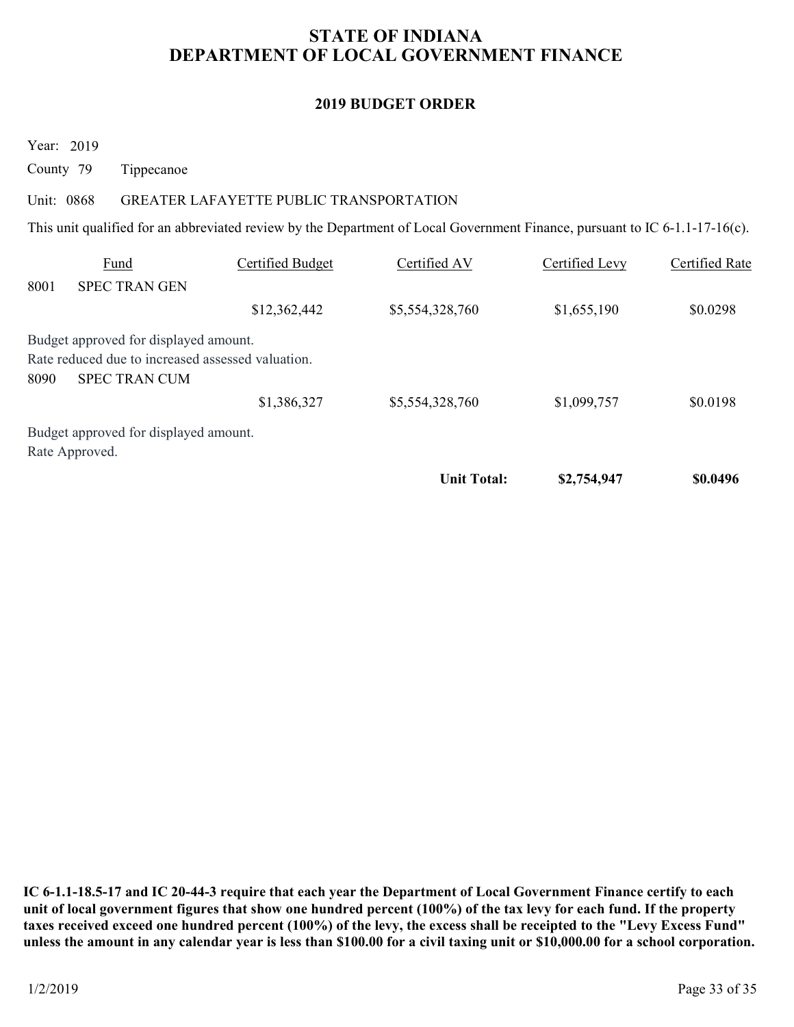# STATE OF INDIANA
# DEPARTMENT OF LOCAL GOVERNMENT FINANCE

## 2019 BUDGET ORDER

Year: 2019

County 79 Tippecanoe

Unit: 0868 GREATER LAFAYETTE PUBLIC TRANSPORTATION

This unit qualified for an abbreviated review by the Department of Local Government Finance, pursuant to IC 6-1.1-17-16(c).

| Fund | | Certified Budget | Certified AV | Certified Levy | Certified Rate |
|---|---|---|---|---|---|
| 8001 | SPEC TRAN GEN | | | | |
| | | $12,362,442 | $5,554,328,760 | $1,655,190 | $0.0298 |
| Budget approved for displayed amount. Rate reduced due to increased assessed valuation. | | | | | |
| 8090 | SPEC TRAN CUM | | | | |
| | | $1,386,327 | $5,554,328,760 | $1,099,757 | $0.0198 |
| Budget approved for displayed amount. Rate Approved. | | | | | |
| | | | **Unit Total:** | **$2,754,947** | **$0.0496** |

**IC 6-1.1-18.5-17 and IC 20-44-3 require that each year the Department of Local Government Finance certify to each unit of local government figures that show one hundred percent (100%) of the tax levy for each fund. If the property taxes received exceed one hundred percent (100%) of the levy, the excess shall be receipted to the "Levy Excess Fund" unless the amount in any calendar year is less than $100.00 for a civil taxing unit or $10,000.00 for a school corporation.**

1/2/2019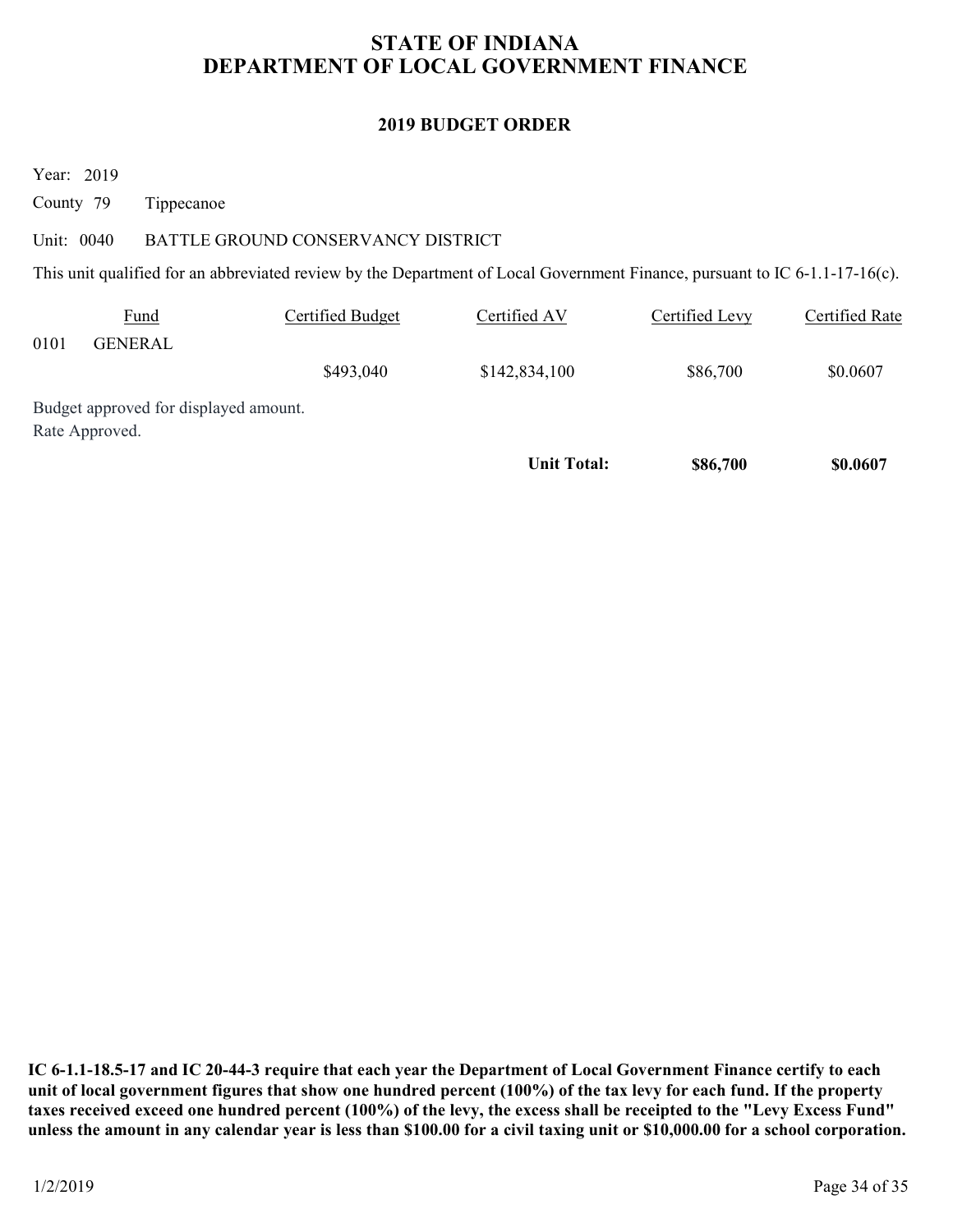# STATE OF INDIANA
# DEPARTMENT OF LOCAL GOVERNMENT FINANCE

## 2019 BUDGET ORDER

Year: 2019

County 79 Tippecanoe

Unit: 0040 BATTLE GROUND CONSERVANCY DISTRICT

This unit qualified for an abbreviated review by the Department of Local Government Finance, pursuant to IC 6-1.1-17-16(c).

| Fund | Certified Budget | Certified AV | Certified Levy | Certified Rate |
|---|---|---|---|---|
| 0101 GENERAL | | | | |
| | $493,040 | $142,834,100 | $86,700 | $0.0607 |

Budget approved for displayed amount.
Rate Approved.

| | | **Unit Total:** | **$86,700** | **$0.0607** |
|---|---|---|---|---|

**IC 6-1.1-18.5-17 and IC 20-44-3 require that each year the Department of Local Government Finance certify to each unit of local government figures that show one hundred percent (100%) of the tax levy for each fund. If the property taxes received exceed one hundred percent (100%) of the levy, the excess shall be receipted to the "Levy Excess Fund" unless the amount in any calendar year is less than $100.00 for a civil taxing unit or $10,000.00 for a school corporation.**

1/2/2019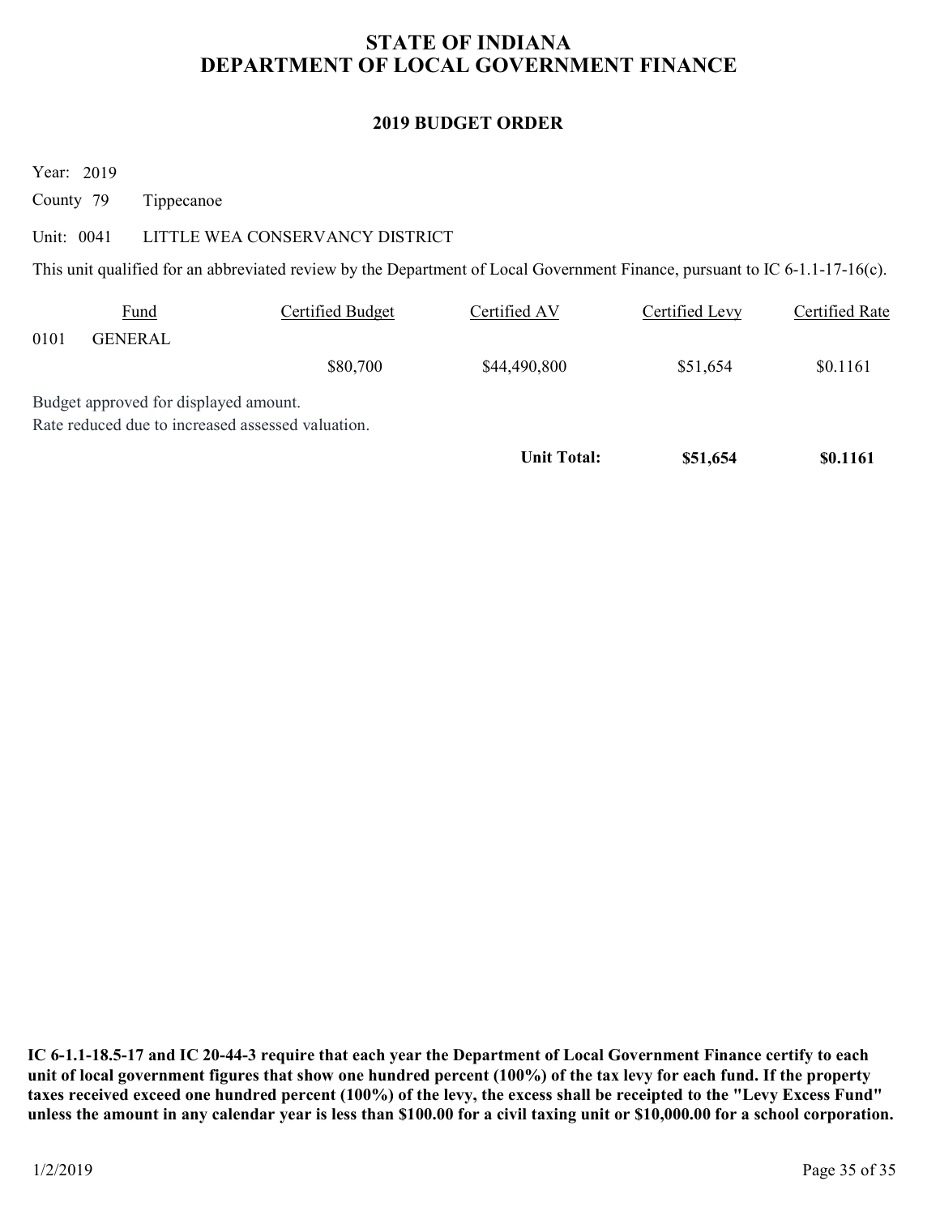# STATE OF INDIANA
# DEPARTMENT OF LOCAL GOVERNMENT FINANCE

## 2019 BUDGET ORDER

Year: 2019

County 79 Tippecanoe

Unit: 0041 LITTLE WEA CONSERVANCY DISTRICT

This unit qualified for an abbreviated review by the Department of Local Government Finance, pursuant to IC 6-1.1-17-16(c).

| | Fund | Certified Budget | Certified AV | Certified Levy | Certified Rate |
|---|---|---|---|---|---|
| 0101 | GENERAL | | | | |
| | | $80,700 | $44,490,800 | $51,654 | $0.1161 |

Budget approved for displayed amount.
Rate reduced due to increased assessed valuation.

| | | | | | |
|---|---|---|---|---|---|
| | | | **Unit Total:** | **$51,654** | **$0.1161** |

**IC 6-1.1-18.5-17 and IC 20-44-3 require that each year the Department of Local Government Finance certify to each unit of local government figures that show one hundred percent (100%) of the tax levy for each fund. If the property taxes received exceed one hundred percent (100%) of the levy, the excess shall be receipted to the "Levy Excess Fund" unless the amount in any calendar year is less than $100.00 for a civil taxing unit or $10,000.00 for a school corporation.**

1/2/2019